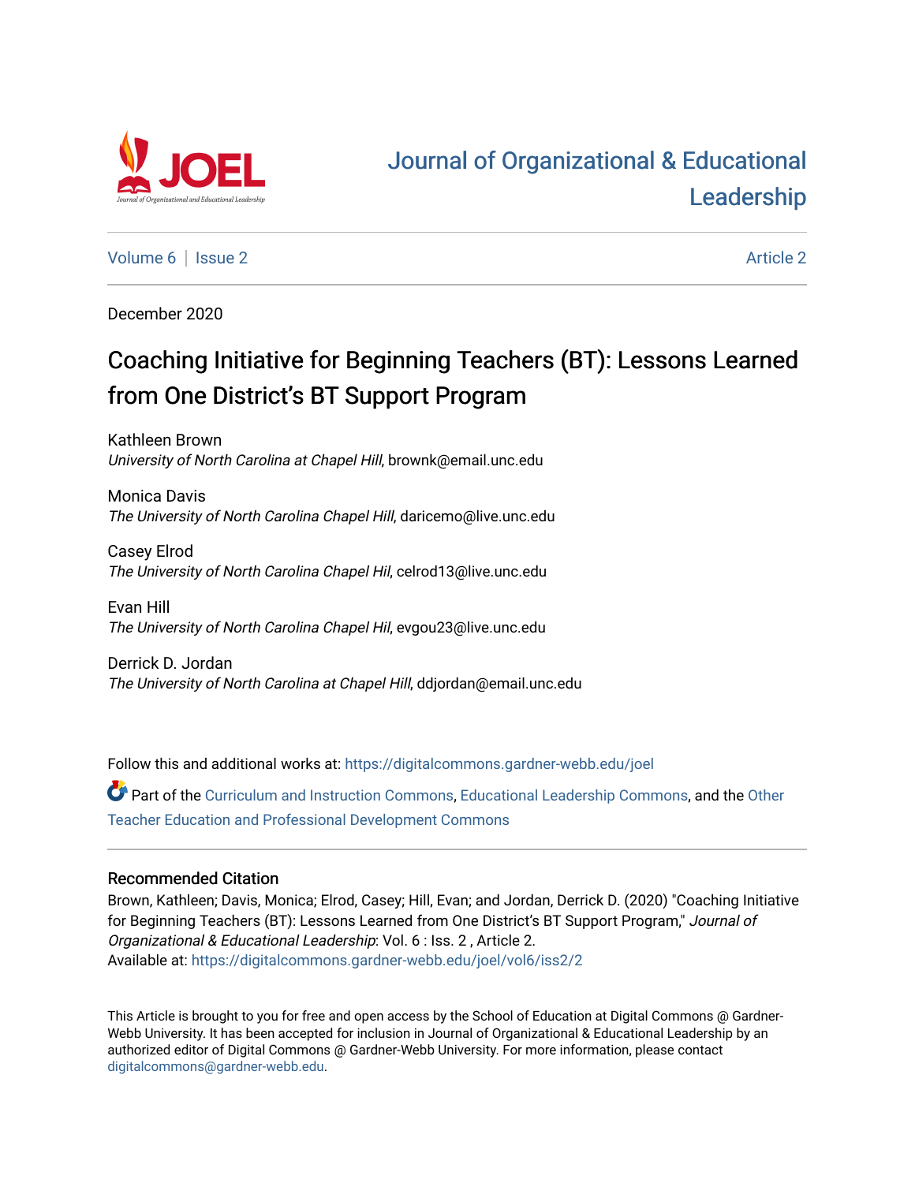# Journal of Organizational & Educational Leadership

Volume 6 | Issue 2 — Article 2

December 2020

## Coaching Initiative for Beginning Teachers (BT): Lessons Learned from One District's BT Support Program

Kathleen Brown
*University of North Carolina at Chapel Hill*, brownk@email.unc.edu

Monica Davis
*The University of North Carolina Chapel Hill*, daricemo@live.unc.edu

Casey Elrod
*The University of North Carolina Chapel Hil*, celrod13@live.unc.edu

Evan Hill
*The University of North Carolina Chapel Hil*, evgou23@live.unc.edu

Derrick D. Jordan
*The University of North Carolina at Chapel Hill*, ddjordan@email.unc.edu

Follow this and additional works at: https://digitalcommons.gardner-webb.edu/joel

Part of the Curriculum and Instruction Commons, Educational Leadership Commons, and the Other Teacher Education and Professional Development Commons

### Recommended Citation

Brown, Kathleen; Davis, Monica; Elrod, Casey; Hill, Evan; and Jordan, Derrick D. (2020) "Coaching Initiative for Beginning Teachers (BT): Lessons Learned from One District's BT Support Program," *Journal of Organizational & Educational Leadership*: Vol. 6 : Iss. 2 , Article 2.
Available at: https://digitalcommons.gardner-webb.edu/joel/vol6/iss2/2

This Article is brought to you for free and open access by the School of Education at Digital Commons @ Gardner-Webb University. It has been accepted for inclusion in Journal of Organizational & Educational Leadership by an authorized editor of Digital Commons @ Gardner-Webb University. For more information, please contact digitalcommons@gardner-webb.edu.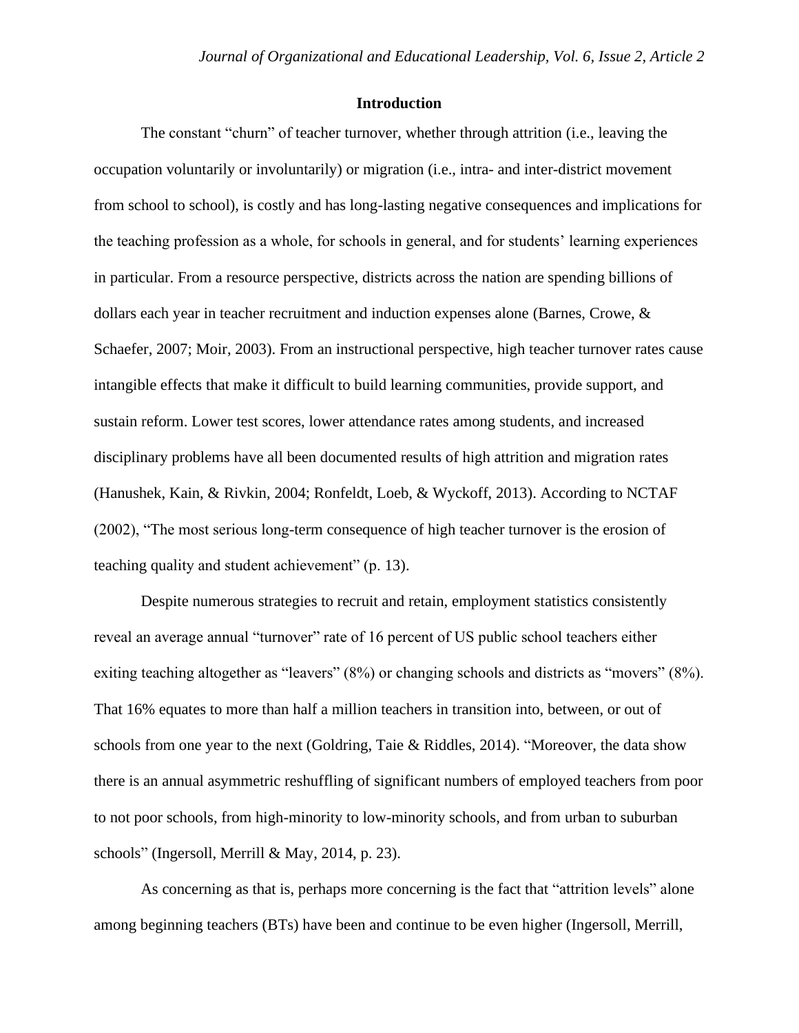## Introduction

The constant "churn" of teacher turnover, whether through attrition (i.e., leaving the occupation voluntarily or involuntarily) or migration (i.e., intra- and inter-district movement from school to school), is costly and has long-lasting negative consequences and implications for the teaching profession as a whole, for schools in general, and for students' learning experiences in particular. From a resource perspective, districts across the nation are spending billions of dollars each year in teacher recruitment and induction expenses alone (Barnes, Crowe, & Schaefer, 2007; Moir, 2003). From an instructional perspective, high teacher turnover rates cause intangible effects that make it difficult to build learning communities, provide support, and sustain reform. Lower test scores, lower attendance rates among students, and increased disciplinary problems have all been documented results of high attrition and migration rates (Hanushek, Kain, & Rivkin, 2004; Ronfeldt, Loeb, & Wyckoff, 2013). According to NCTAF (2002), "The most serious long-term consequence of high teacher turnover is the erosion of teaching quality and student achievement" (p. 13).

Despite numerous strategies to recruit and retain, employment statistics consistently reveal an average annual "turnover" rate of 16 percent of US public school teachers either exiting teaching altogether as "leavers" (8%) or changing schools and districts as "movers" (8%). That 16% equates to more than half a million teachers in transition into, between, or out of schools from one year to the next (Goldring, Taie & Riddles, 2014). "Moreover, the data show there is an annual asymmetric reshuffling of significant numbers of employed teachers from poor to not poor schools, from high-minority to low-minority schools, and from urban to suburban schools" (Ingersoll, Merrill & May, 2014, p. 23).

As concerning as that is, perhaps more concerning is the fact that "attrition levels" alone among beginning teachers (BTs) have been and continue to be even higher (Ingersoll, Merrill,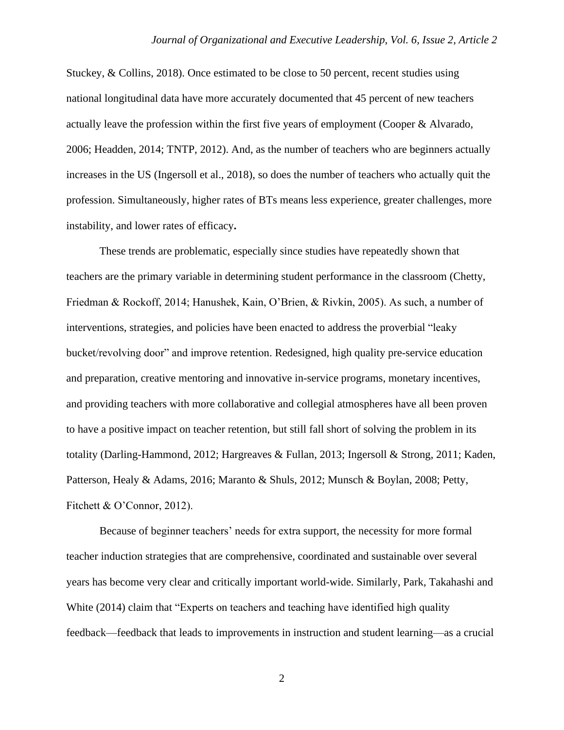Stuckey, & Collins, 2018). Once estimated to be close to 50 percent, recent studies using national longitudinal data have more accurately documented that 45 percent of new teachers actually leave the profession within the first five years of employment (Cooper & Alvarado, 2006; Headden, 2014; TNTP, 2012). And, as the number of teachers who are beginners actually increases in the US (Ingersoll et al., 2018), so does the number of teachers who actually quit the profession. Simultaneously, higher rates of BTs means less experience, greater challenges, more instability, and lower rates of efficacy**.**

These trends are problematic, especially since studies have repeatedly shown that teachers are the primary variable in determining student performance in the classroom (Chetty, Friedman & Rockoff, 2014; Hanushek, Kain, O'Brien, & Rivkin, 2005). As such, a number of interventions, strategies, and policies have been enacted to address the proverbial "leaky bucket/revolving door" and improve retention. Redesigned, high quality pre-service education and preparation, creative mentoring and innovative in-service programs, monetary incentives, and providing teachers with more collaborative and collegial atmospheres have all been proven to have a positive impact on teacher retention, but still fall short of solving the problem in its totality (Darling-Hammond, 2012; Hargreaves & Fullan, 2013; Ingersoll & Strong, 2011; Kaden, Patterson, Healy & Adams, 2016; Maranto & Shuls, 2012; Munsch & Boylan, 2008; Petty, Fitchett & O'Connor, 2012).

Because of beginner teachers' needs for extra support, the necessity for more formal teacher induction strategies that are comprehensive, coordinated and sustainable over several years has become very clear and critically important world-wide. Similarly, Park, Takahashi and White (2014) claim that "Experts on teachers and teaching have identified high quality feedback—feedback that leads to improvements in instruction and student learning—as a crucial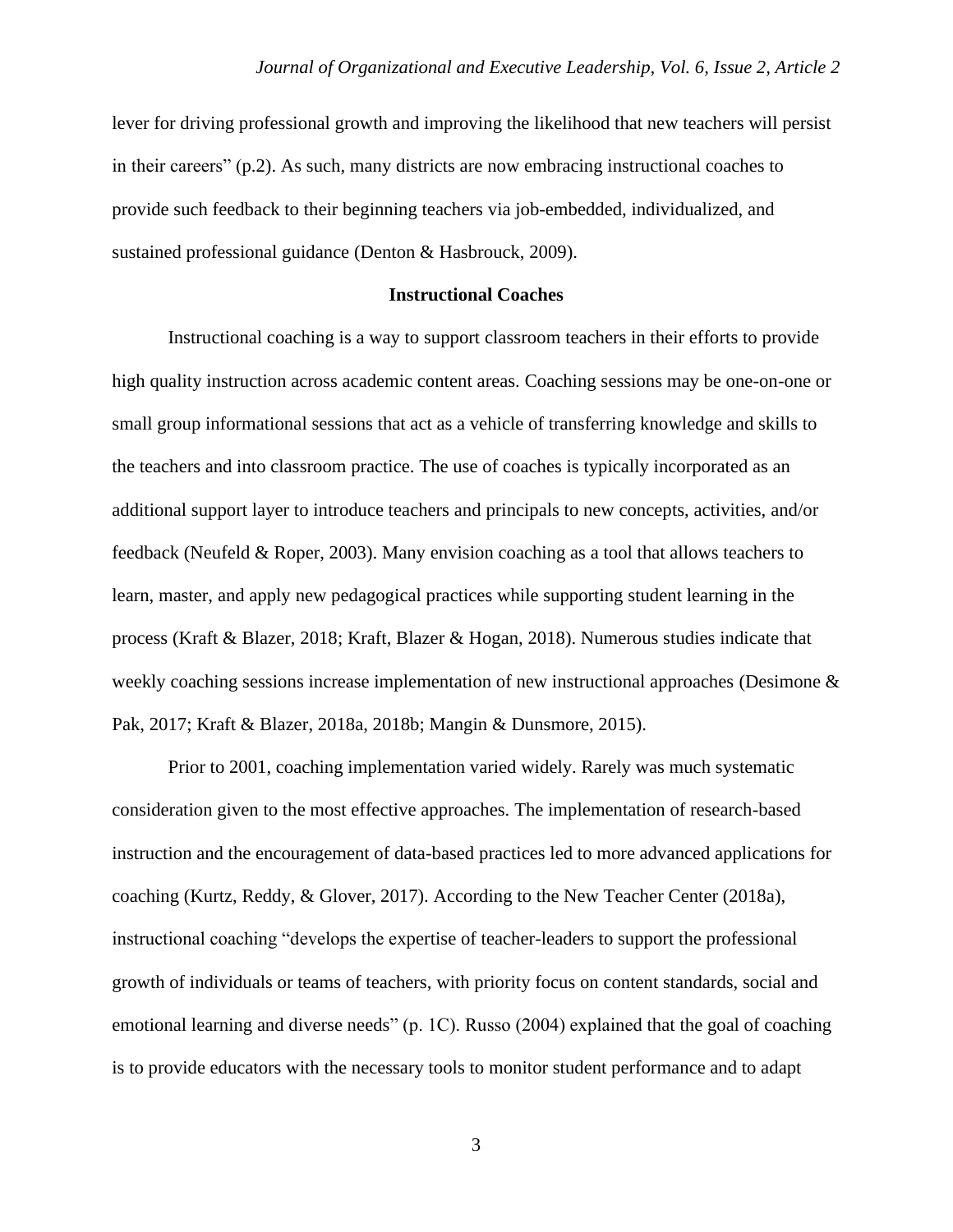lever for driving professional growth and improving the likelihood that new teachers will persist in their careers" (p.2). As such, many districts are now embracing instructional coaches to provide such feedback to their beginning teachers via job-embedded, individualized, and sustained professional guidance (Denton & Hasbrouck, 2009).

## Instructional Coaches

Instructional coaching is a way to support classroom teachers in their efforts to provide high quality instruction across academic content areas. Coaching sessions may be one-on-one or small group informational sessions that act as a vehicle of transferring knowledge and skills to the teachers and into classroom practice. The use of coaches is typically incorporated as an additional support layer to introduce teachers and principals to new concepts, activities, and/or feedback (Neufeld & Roper, 2003). Many envision coaching as a tool that allows teachers to learn, master, and apply new pedagogical practices while supporting student learning in the process (Kraft & Blazer, 2018; Kraft, Blazer & Hogan, 2018). Numerous studies indicate that weekly coaching sessions increase implementation of new instructional approaches (Desimone & Pak, 2017; Kraft & Blazer, 2018a, 2018b; Mangin & Dunsmore, 2015).

Prior to 2001, coaching implementation varied widely. Rarely was much systematic consideration given to the most effective approaches. The implementation of research-based instruction and the encouragement of data-based practices led to more advanced applications for coaching (Kurtz, Reddy, & Glover, 2017). According to the New Teacher Center (2018a), instructional coaching "develops the expertise of teacher-leaders to support the professional growth of individuals or teams of teachers, with priority focus on content standards, social and emotional learning and diverse needs" (p. 1C). Russo (2004) explained that the goal of coaching is to provide educators with the necessary tools to monitor student performance and to adapt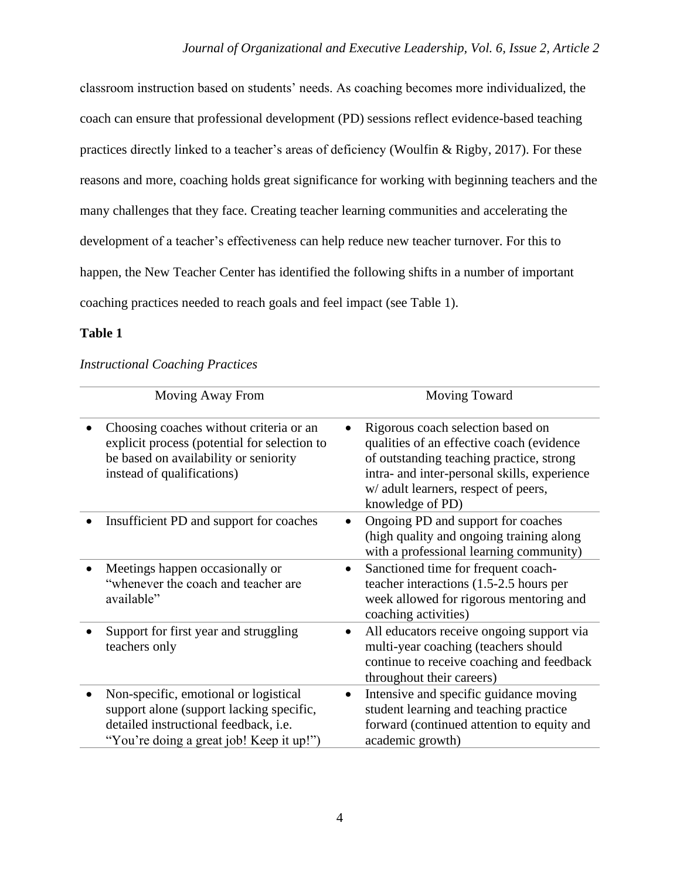classroom instruction based on students' needs. As coaching becomes more individualized, the coach can ensure that professional development (PD) sessions reflect evidence-based teaching practices directly linked to a teacher's areas of deficiency (Woulfin & Rigby, 2017). For these reasons and more, coaching holds great significance for working with beginning teachers and the many challenges that they face. Creating teacher learning communities and accelerating the development of a teacher's effectiveness can help reduce new teacher turnover. For this to happen, the New Teacher Center has identified the following shifts in a number of important coaching practices needed to reach goals and feel impact (see Table 1).

**Table 1**

*Instructional Coaching Practices*

| Moving Away From | Moving Toward |
|---|---|
| • Choosing coaches without criteria or an explicit process (potential for selection to be based on availability or seniority instead of qualifications) | • Rigorous coach selection based on qualities of an effective coach (evidence of outstanding teaching practice, strong intra- and inter-personal skills, experience w/ adult learners, respect of peers, knowledge of PD) |
| • Insufficient PD and support for coaches | • Ongoing PD and support for coaches (high quality and ongoing training along with a professional learning community) |
| • Meetings happen occasionally or "whenever the coach and teacher are available" | • Sanctioned time for frequent coach-teacher interactions (1.5-2.5 hours per week allowed for rigorous mentoring and coaching activities) |
| • Support for first year and struggling teachers only | • All educators receive ongoing support via multi-year coaching (teachers should continue to receive coaching and feedback throughout their careers) |
| • Non-specific, emotional or logistical support alone (support lacking specific, detailed instructional feedback, i.e. "You're doing a great job! Keep it up!") | • Intensive and specific guidance moving student learning and teaching practice forward (continued attention to equity and academic growth) |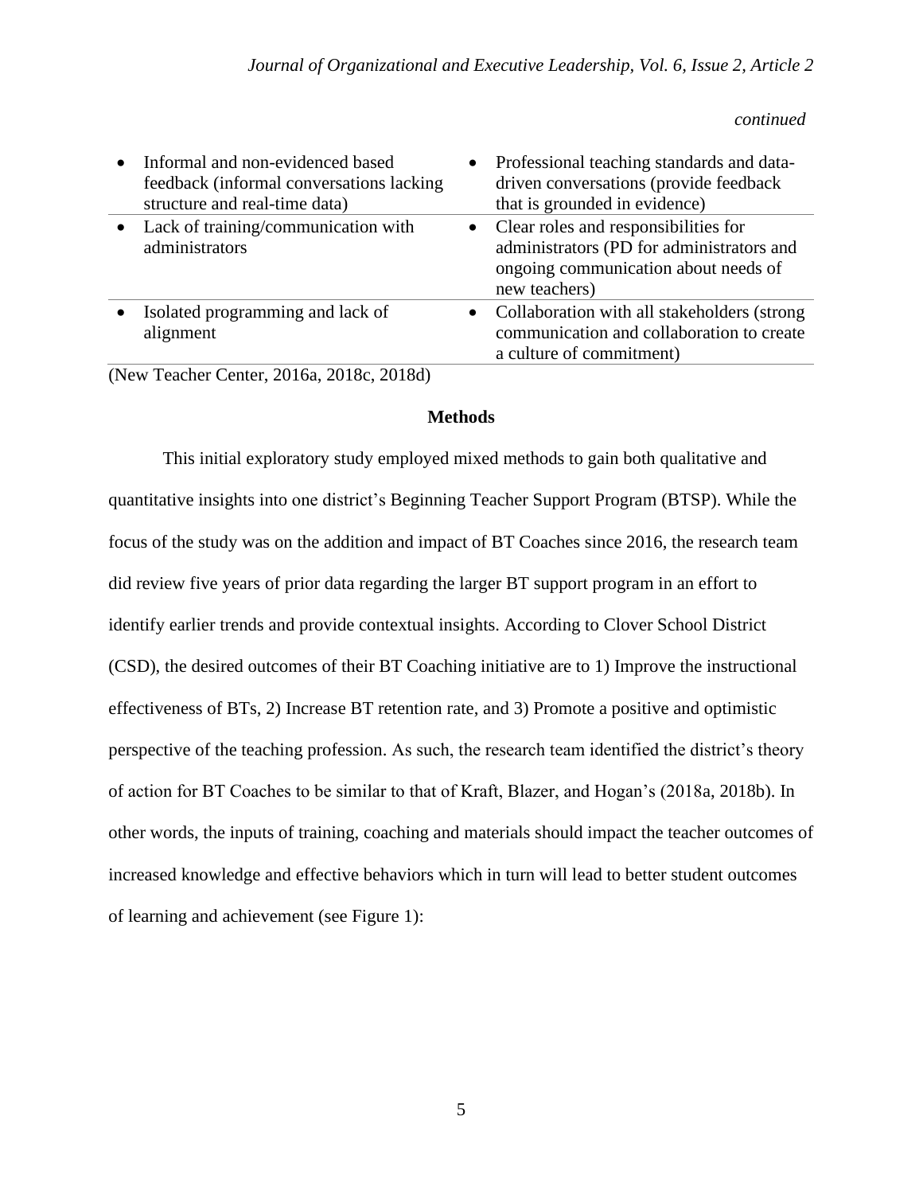*continued*

| | |
|---|---|
| • Informal and non-evidenced based feedback (informal conversations lacking structure and real-time data) | • Professional teaching standards and data-driven conversations (provide feedback that is grounded in evidence) |
| • Lack of training/communication with administrators | • Clear roles and responsibilities for administrators (PD for administrators and ongoing communication about needs of new teachers) |
| • Isolated programming and lack of alignment | • Collaboration with all stakeholders (strong communication and collaboration to create a culture of commitment) |

(New Teacher Center, 2016a, 2018c, 2018d)

## Methods

This initial exploratory study employed mixed methods to gain both qualitative and quantitative insights into one district's Beginning Teacher Support Program (BTSP). While the focus of the study was on the addition and impact of BT Coaches since 2016, the research team did review five years of prior data regarding the larger BT support program in an effort to identify earlier trends and provide contextual insights. According to Clover School District (CSD), the desired outcomes of their BT Coaching initiative are to 1) Improve the instructional effectiveness of BTs, 2) Increase BT retention rate, and 3) Promote a positive and optimistic perspective of the teaching profession. As such, the research team identified the district's theory of action for BT Coaches to be similar to that of Kraft, Blazer, and Hogan's (2018a, 2018b). In other words, the inputs of training, coaching and materials should impact the teacher outcomes of increased knowledge and effective behaviors which in turn will lead to better student outcomes of learning and achievement (see Figure 1):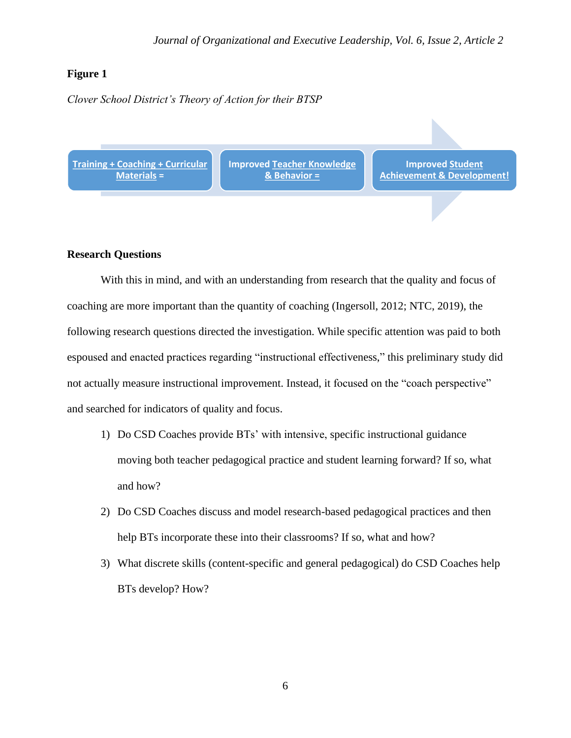**Figure 1**

*Clover School District's Theory of Action for their BTSP*

Training + Coaching + Curricular Materials = → Improved Teacher Knowledge & Behavior = → Improved Student Achievement & Development!

## Research Questions

With this in mind, and with an understanding from research that the quality and focus of coaching are more important than the quantity of coaching (Ingersoll, 2012; NTC, 2019), the following research questions directed the investigation. While specific attention was paid to both espoused and enacted practices regarding "instructional effectiveness," this preliminary study did not actually measure instructional improvement. Instead, it focused on the "coach perspective" and searched for indicators of quality and focus.

1) Do CSD Coaches provide BTs' with intensive, specific instructional guidance moving both teacher pedagogical practice and student learning forward? If so, what and how?
2) Do CSD Coaches discuss and model research-based pedagogical practices and then help BTs incorporate these into their classrooms? If so, what and how?
3) What discrete skills (content-specific and general pedagogical) do CSD Coaches help BTs develop? How?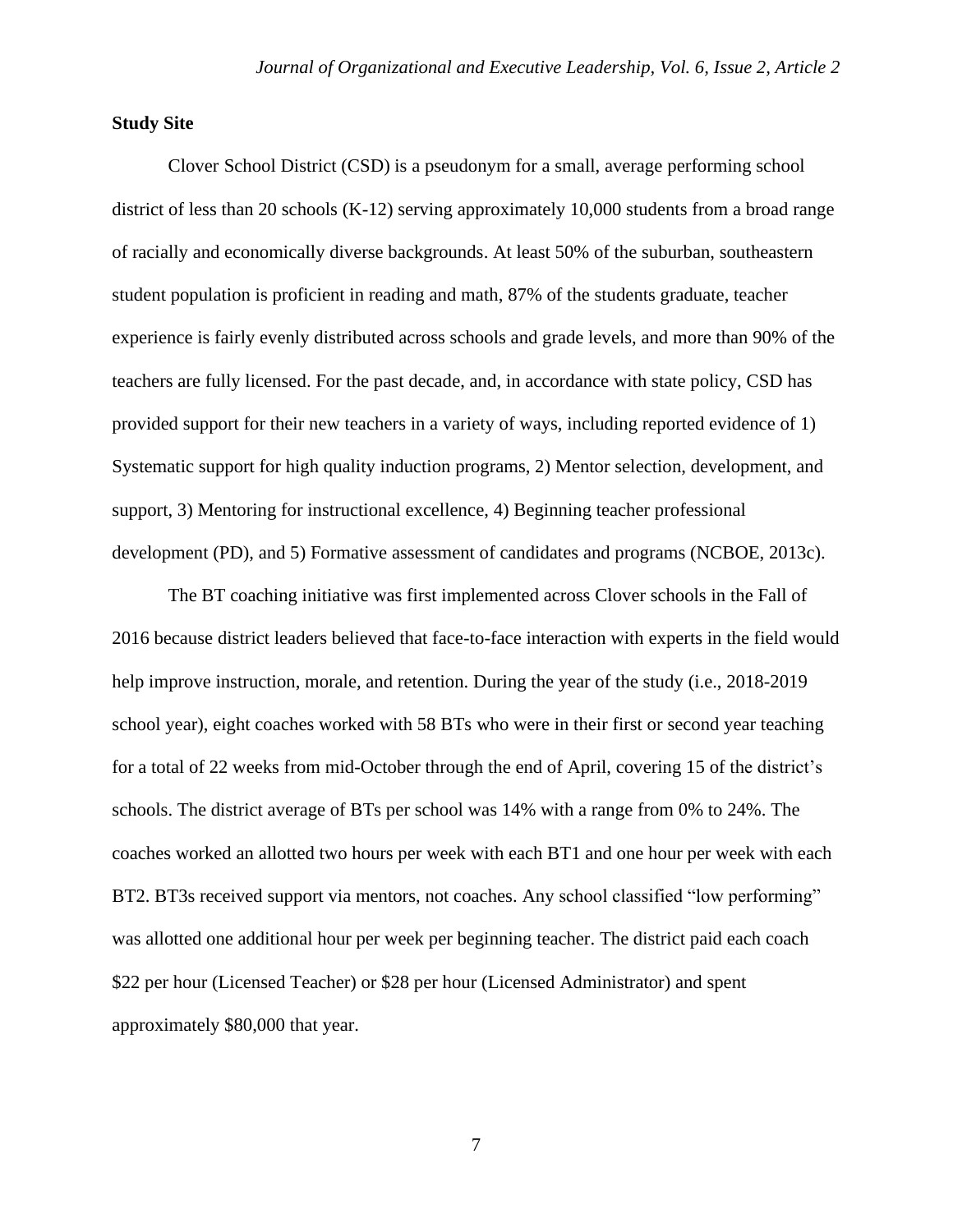**Study Site**

Clover School District (CSD) is a pseudonym for a small, average performing school district of less than 20 schools (K-12) serving approximately 10,000 students from a broad range of racially and economically diverse backgrounds. At least 50% of the suburban, southeastern student population is proficient in reading and math, 87% of the students graduate, teacher experience is fairly evenly distributed across schools and grade levels, and more than 90% of the teachers are fully licensed. For the past decade, and, in accordance with state policy, CSD has provided support for their new teachers in a variety of ways, including reported evidence of 1) Systematic support for high quality induction programs, 2) Mentor selection, development, and support, 3) Mentoring for instructional excellence, 4) Beginning teacher professional development (PD), and 5) Formative assessment of candidates and programs (NCBOE, 2013c).

The BT coaching initiative was first implemented across Clover schools in the Fall of 2016 because district leaders believed that face-to-face interaction with experts in the field would help improve instruction, morale, and retention. During the year of the study (i.e., 2018-2019 school year), eight coaches worked with 58 BTs who were in their first or second year teaching for a total of 22 weeks from mid-October through the end of April, covering 15 of the district's schools. The district average of BTs per school was 14% with a range from 0% to 24%. The coaches worked an allotted two hours per week with each BT1 and one hour per week with each BT2. BT3s received support via mentors, not coaches. Any school classified "low performing" was allotted one additional hour per week per beginning teacher. The district paid each coach $22 per hour (Licensed Teacher) or $28 per hour (Licensed Administrator) and spent approximately $80,000 that year.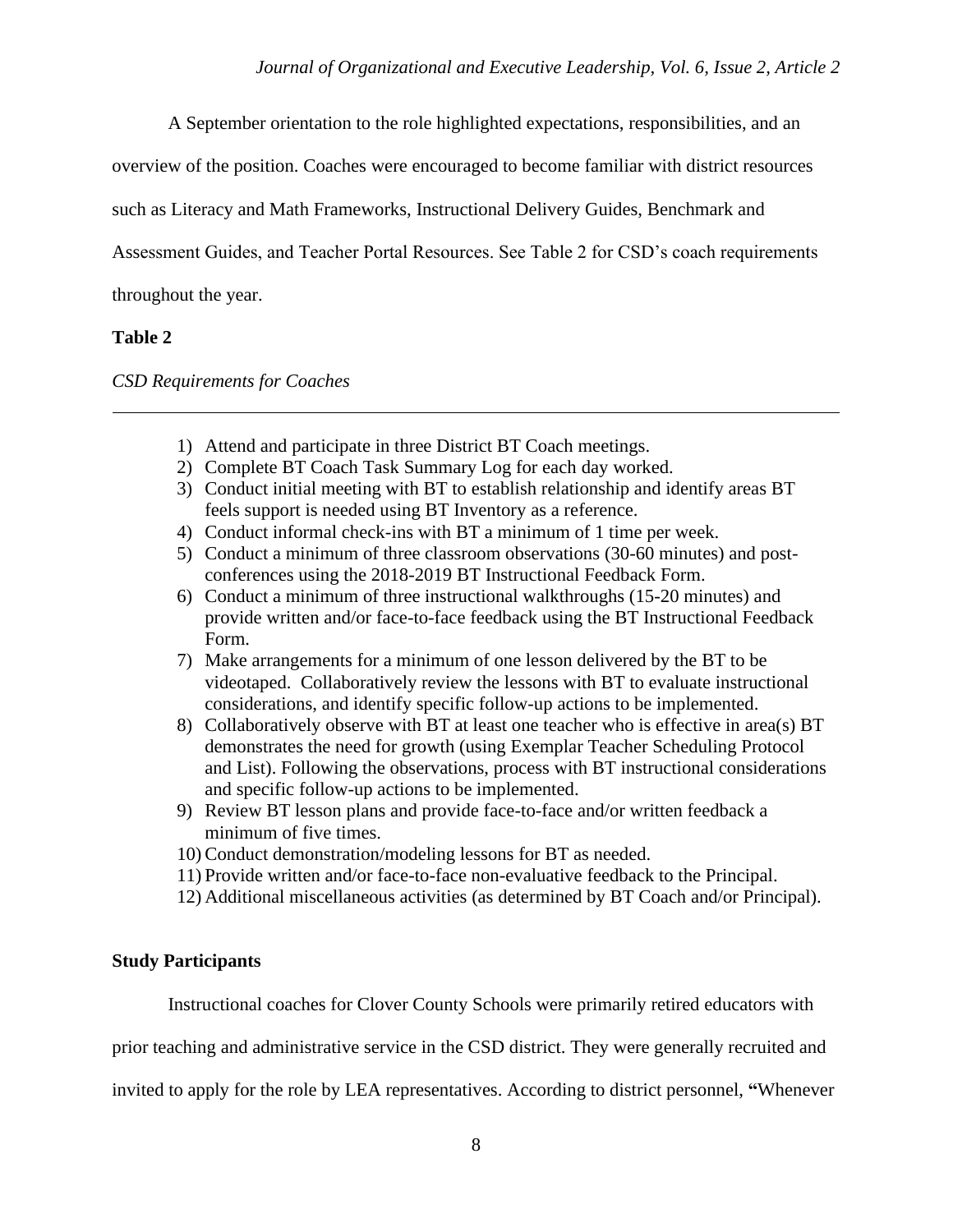A September orientation to the role highlighted expectations, responsibilities, and an overview of the position. Coaches were encouraged to become familiar with district resources such as Literacy and Math Frameworks, Instructional Delivery Guides, Benchmark and Assessment Guides, and Teacher Portal Resources. See Table 2 for CSD's coach requirements throughout the year.

**Table 2**

*CSD Requirements for Coaches*

1) Attend and participate in three District BT Coach meetings.
2) Complete BT Coach Task Summary Log for each day worked.
3) Conduct initial meeting with BT to establish relationship and identify areas BT feels support is needed using BT Inventory as a reference.
4) Conduct informal check-ins with BT a minimum of 1 time per week.
5) Conduct a minimum of three classroom observations (30-60 minutes) and post-conferences using the 2018-2019 BT Instructional Feedback Form.
6) Conduct a minimum of three instructional walkthroughs (15-20 minutes) and provide written and/or face-to-face feedback using the BT Instructional Feedback Form.
7) Make arrangements for a minimum of one lesson delivered by the BT to be videotaped. Collaboratively review the lessons with BT to evaluate instructional considerations, and identify specific follow-up actions to be implemented.
8) Collaboratively observe with BT at least one teacher who is effective in area(s) BT demonstrates the need for growth (using Exemplar Teacher Scheduling Protocol and List). Following the observations, process with BT instructional considerations and specific follow-up actions to be implemented.
9) Review BT lesson plans and provide face-to-face and/or written feedback a minimum of five times.
10) Conduct demonstration/modeling lessons for BT as needed.
11) Provide written and/or face-to-face non-evaluative feedback to the Principal.
12) Additional miscellaneous activities (as determined by BT Coach and/or Principal).

**Study Participants**

Instructional coaches for Clover County Schools were primarily retired educators with prior teaching and administrative service in the CSD district. They were generally recruited and invited to apply for the role by LEA representatives. According to district personnel, "Whenever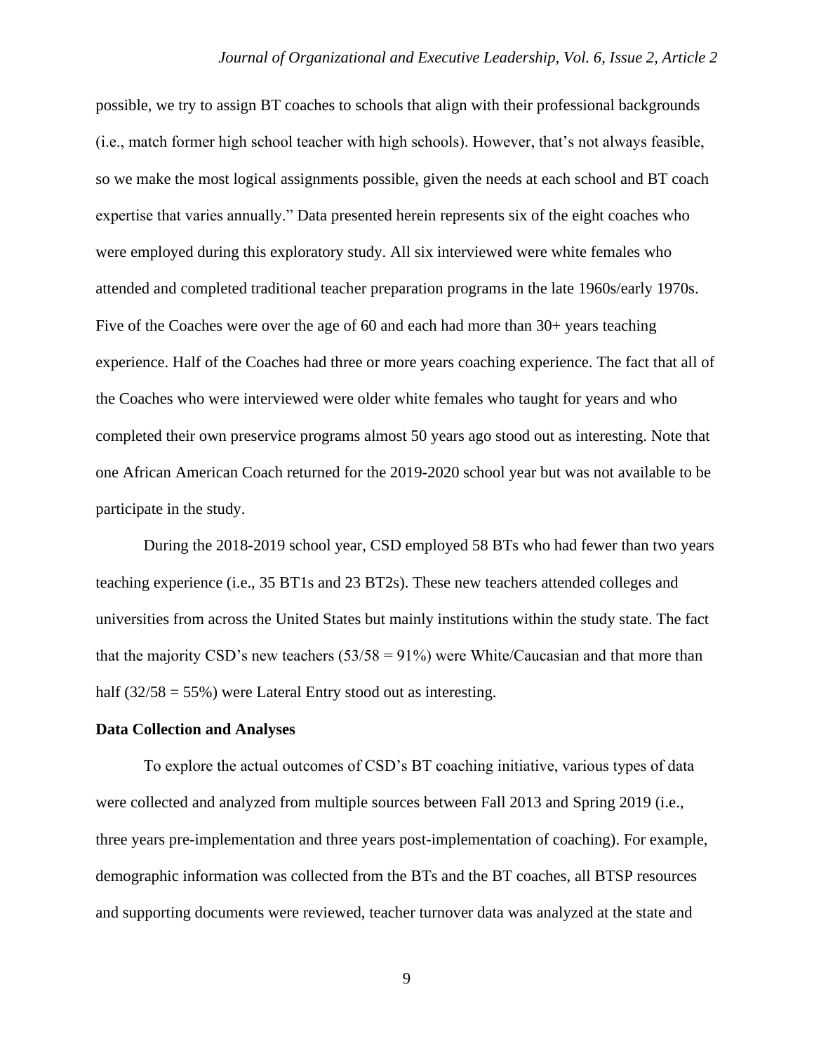possible, we try to assign BT coaches to schools that align with their professional backgrounds (i.e., match former high school teacher with high schools). However, that's not always feasible, so we make the most logical assignments possible, given the needs at each school and BT coach expertise that varies annually." Data presented herein represents six of the eight coaches who were employed during this exploratory study. All six interviewed were white females who attended and completed traditional teacher preparation programs in the late 1960s/early 1970s. Five of the Coaches were over the age of 60 and each had more than 30+ years teaching experience. Half of the Coaches had three or more years coaching experience. The fact that all of the Coaches who were interviewed were older white females who taught for years and who completed their own preservice programs almost 50 years ago stood out as interesting. Note that one African American Coach returned for the 2019-2020 school year but was not available to be participate in the study.

During the 2018-2019 school year, CSD employed 58 BTs who had fewer than two years teaching experience (i.e., 35 BT1s and 23 BT2s). These new teachers attended colleges and universities from across the United States but mainly institutions within the study state. The fact that the majority CSD's new teachers (53/58 = 91%) were White/Caucasian and that more than half (32/58 = 55%) were Lateral Entry stood out as interesting.

**Data Collection and Analyses**

To explore the actual outcomes of CSD's BT coaching initiative, various types of data were collected and analyzed from multiple sources between Fall 2013 and Spring 2019 (i.e., three years pre-implementation and three years post-implementation of coaching). For example, demographic information was collected from the BTs and the BT coaches, all BTSP resources and supporting documents were reviewed, teacher turnover data was analyzed at the state and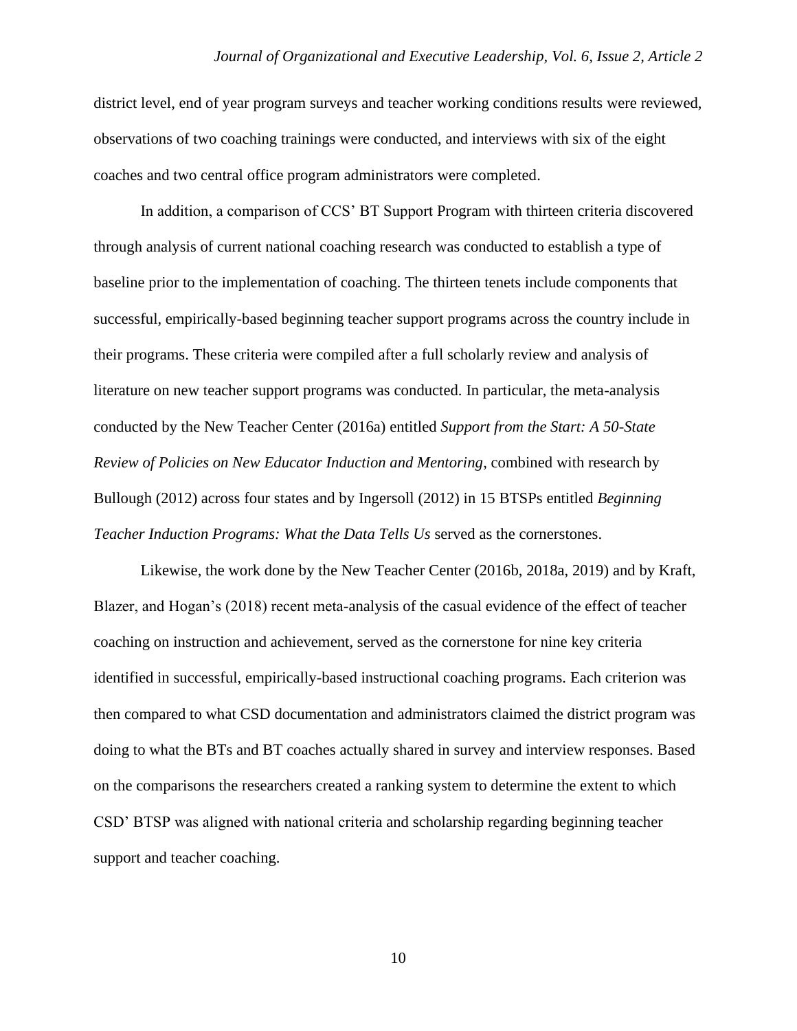district level, end of year program surveys and teacher working conditions results were reviewed, observations of two coaching trainings were conducted, and interviews with six of the eight coaches and two central office program administrators were completed.

In addition, a comparison of CCS' BT Support Program with thirteen criteria discovered through analysis of current national coaching research was conducted to establish a type of baseline prior to the implementation of coaching. The thirteen tenets include components that successful, empirically-based beginning teacher support programs across the country include in their programs. These criteria were compiled after a full scholarly review and analysis of literature on new teacher support programs was conducted. In particular, the meta-analysis conducted by the New Teacher Center (2016a) entitled *Support from the Start: A 50-State Review of Policies on New Educator Induction and Mentoring*, combined with research by Bullough (2012) across four states and by Ingersoll (2012) in 15 BTSPs entitled *Beginning Teacher Induction Programs: What the Data Tells Us* served as the cornerstones.

Likewise, the work done by the New Teacher Center (2016b, 2018a, 2019) and by Kraft, Blazer, and Hogan's (2018) recent meta-analysis of the casual evidence of the effect of teacher coaching on instruction and achievement, served as the cornerstone for nine key criteria identified in successful, empirically-based instructional coaching programs. Each criterion was then compared to what CSD documentation and administrators claimed the district program was doing to what the BTs and BT coaches actually shared in survey and interview responses. Based on the comparisons the researchers created a ranking system to determine the extent to which CSD' BTSP was aligned with national criteria and scholarship regarding beginning teacher support and teacher coaching.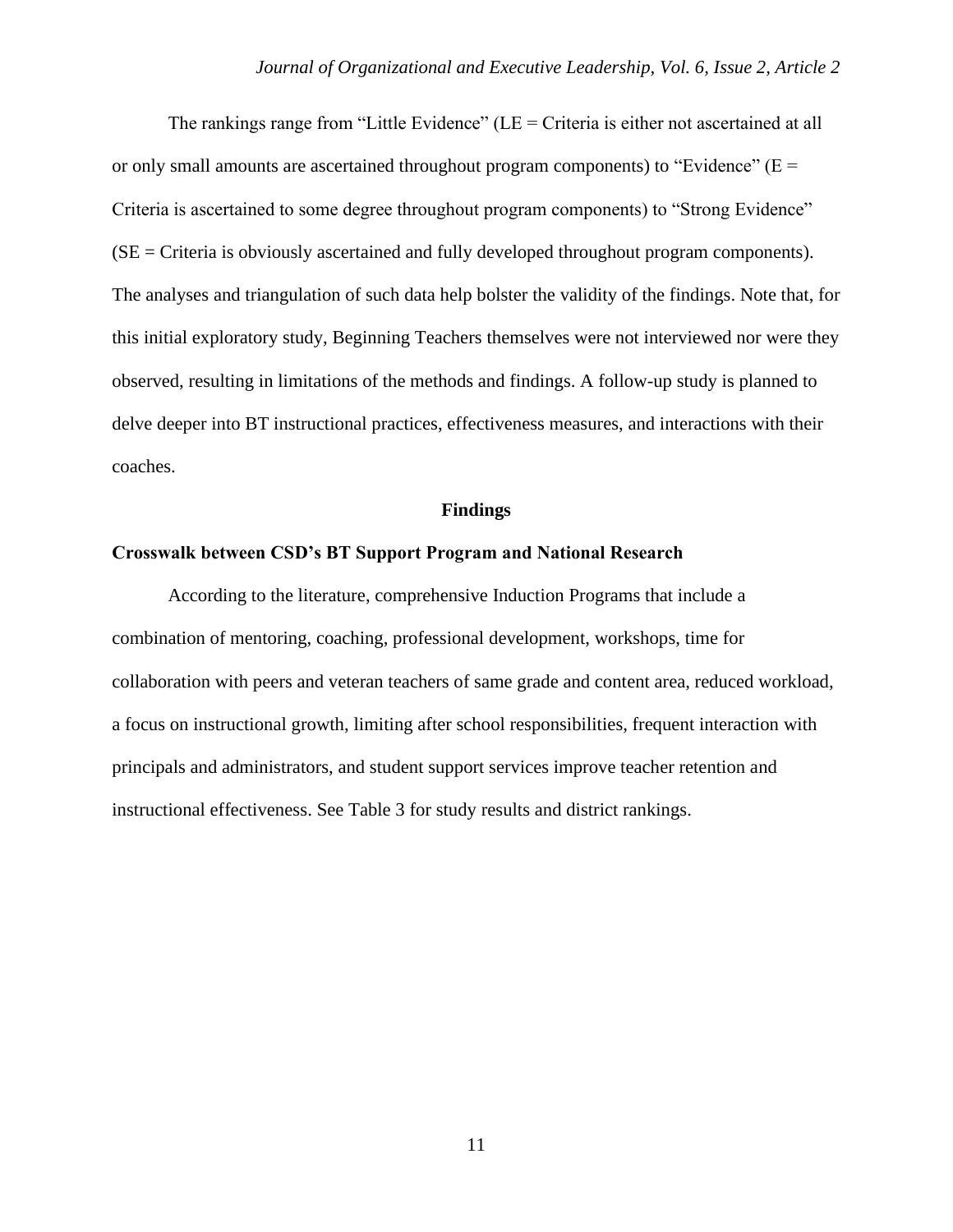The rankings range from "Little Evidence" (LE = Criteria is either not ascertained at all or only small amounts are ascertained throughout program components) to "Evidence" (E = Criteria is ascertained to some degree throughout program components) to "Strong Evidence" (SE = Criteria is obviously ascertained and fully developed throughout program components). The analyses and triangulation of such data help bolster the validity of the findings. Note that, for this initial exploratory study, Beginning Teachers themselves were not interviewed nor were they observed, resulting in limitations of the methods and findings. A follow-up study is planned to delve deeper into BT instructional practices, effectiveness measures, and interactions with their coaches.

## Findings

### Crosswalk between CSD's BT Support Program and National Research

According to the literature, comprehensive Induction Programs that include a combination of mentoring, coaching, professional development, workshops, time for collaboration with peers and veteran teachers of same grade and content area, reduced workload, a focus on instructional growth, limiting after school responsibilities, frequent interaction with principals and administrators, and student support services improve teacher retention and instructional effectiveness. See Table 3 for study results and district rankings.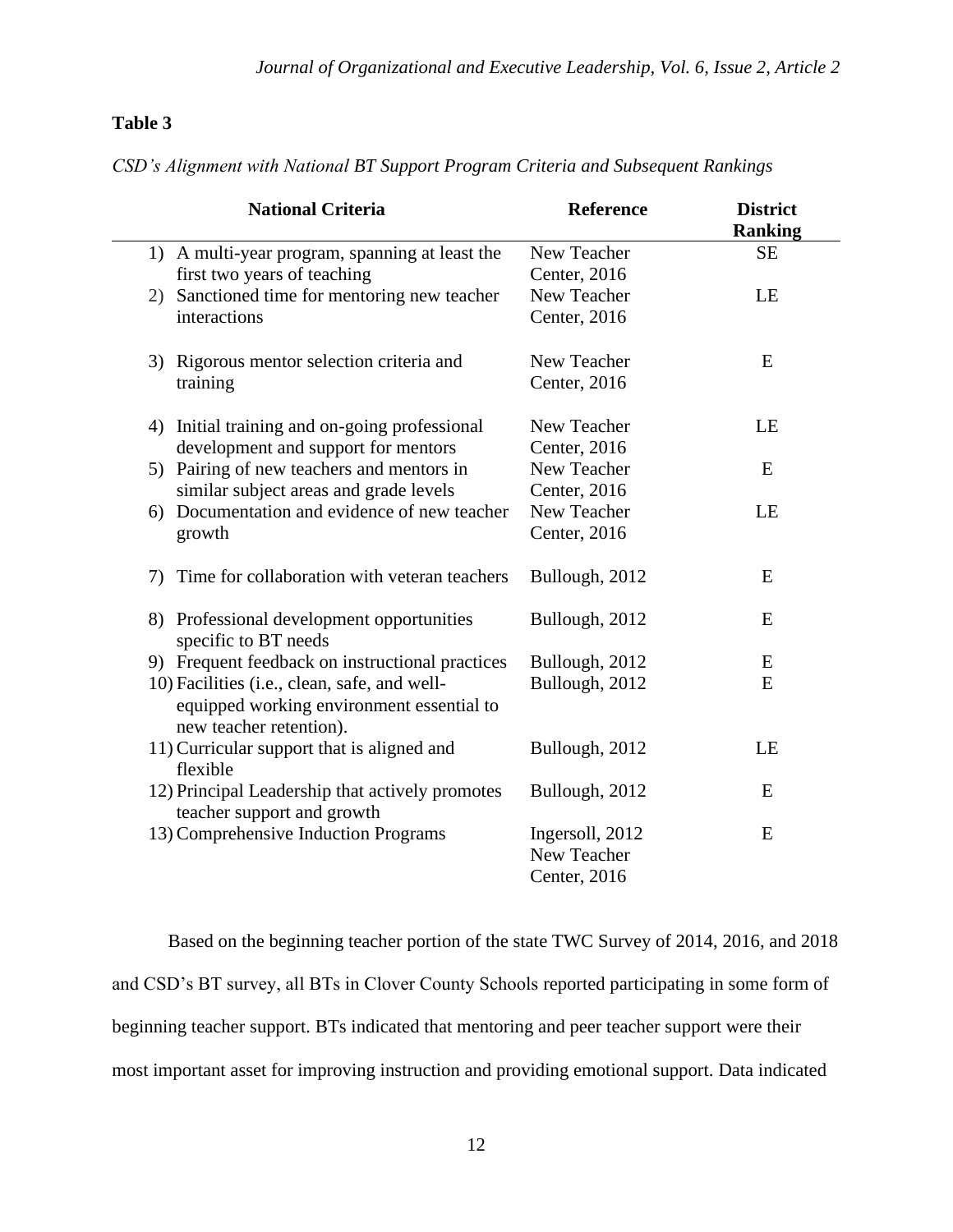**Table 3**

*CSD's Alignment with National BT Support Program Criteria and Subsequent Rankings*

| National Criteria | Reference | District Ranking |
|---|---|---|
| 1) A multi-year program, spanning at least the first two years of teaching | New Teacher Center, 2016 | SE |
| 2) Sanctioned time for mentoring new teacher interactions | New Teacher Center, 2016 | LE |
| 3) Rigorous mentor selection criteria and training | New Teacher Center, 2016 | E |
| 4) Initial training and on-going professional development and support for mentors | New Teacher Center, 2016 | LE |
| 5) Pairing of new teachers and mentors in similar subject areas and grade levels | New Teacher Center, 2016 | E |
| 6) Documentation and evidence of new teacher growth | New Teacher Center, 2016 | LE |
| 7) Time for collaboration with veteran teachers | Bullough, 2012 | E |
| 8) Professional development opportunities specific to BT needs | Bullough, 2012 | E |
| 9) Frequent feedback on instructional practices | Bullough, 2012 | E |
| 10) Facilities (i.e., clean, safe, and well-equipped working environment essential to new teacher retention). | Bullough, 2012 | E |
| 11) Curricular support that is aligned and flexible | Bullough, 2012 | LE |
| 12) Principal Leadership that actively promotes teacher support and growth | Bullough, 2012 | E |
| 13) Comprehensive Induction Programs | Ingersoll, 2012 New Teacher Center, 2016 | E |

Based on the beginning teacher portion of the state TWC Survey of 2014, 2016, and 2018 and CSD's BT survey, all BTs in Clover County Schools reported participating in some form of beginning teacher support. BTs indicated that mentoring and peer teacher support were their most important asset for improving instruction and providing emotional support. Data indicated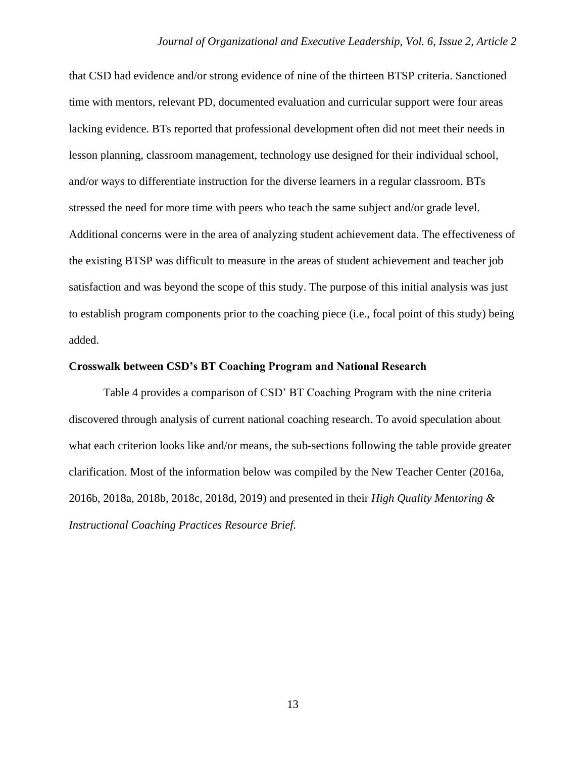that CSD had evidence and/or strong evidence of nine of the thirteen BTSP criteria. Sanctioned time with mentors, relevant PD, documented evaluation and curricular support were four areas lacking evidence. BTs reported that professional development often did not meet their needs in lesson planning, classroom management, technology use designed for their individual school, and/or ways to differentiate instruction for the diverse learners in a regular classroom. BTs stressed the need for more time with peers who teach the same subject and/or grade level. Additional concerns were in the area of analyzing student achievement data. The effectiveness of the existing BTSP was difficult to measure in the areas of student achievement and teacher job satisfaction and was beyond the scope of this study. The purpose of this initial analysis was just to establish program components prior to the coaching piece (i.e., focal point of this study) being added.

### Crosswalk between CSD's BT Coaching Program and National Research

Table 4 provides a comparison of CSD' BT Coaching Program with the nine criteria discovered through analysis of current national coaching research. To avoid speculation about what each criterion looks like and/or means, the sub-sections following the table provide greater clarification. Most of the information below was compiled by the New Teacher Center (2016a, 2016b, 2018a, 2018b, 2018c, 2018d, 2019) and presented in their *High Quality Mentoring & Instructional Coaching Practices Resource Brief.*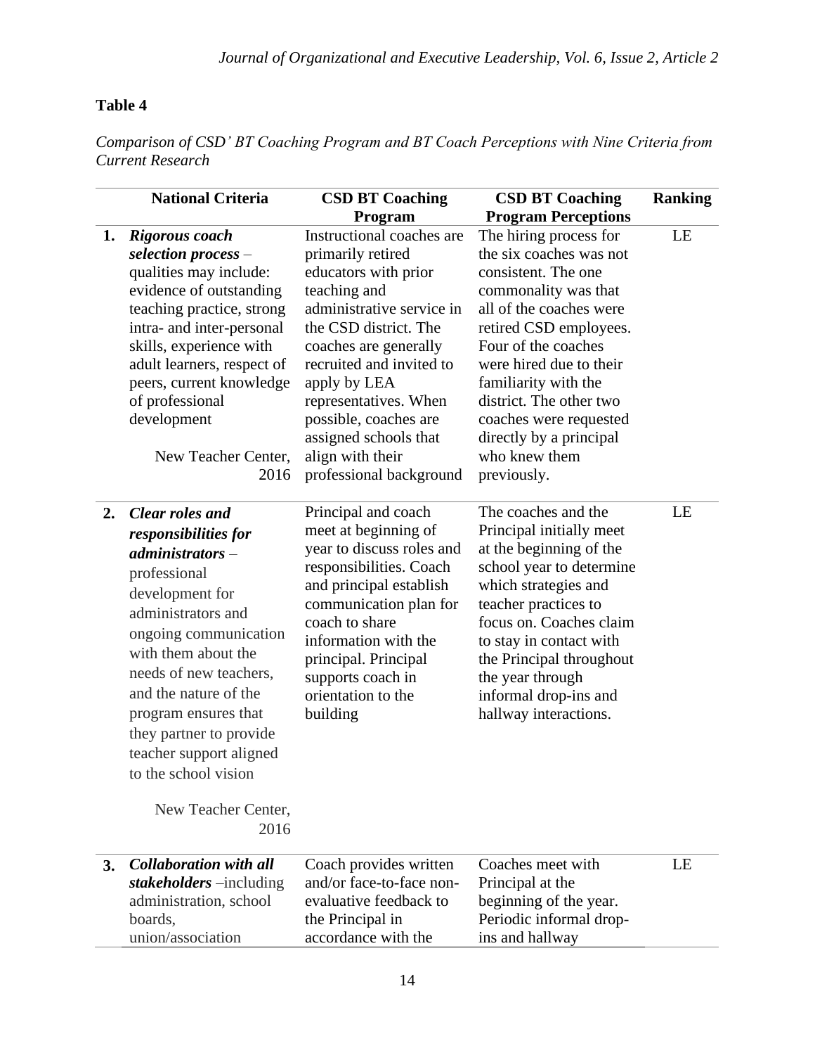**Table 4**

*Comparison of CSD' BT Coaching Program and BT Coach Perceptions with Nine Criteria from Current Research*

| | National Criteria | CSD BT Coaching Program | CSD BT Coaching Program Perceptions | Ranking |
|---|---|---|---|---|
| **1.** | ***Rigorous coach selection process*** – qualities may include: evidence of outstanding teaching practice, strong intra- and inter-personal skills, experience with adult learners, respect of peers, current knowledge of professional development<br><br>New Teacher Center, 2016 | Instructional coaches are primarily retired educators with prior teaching and administrative service in the CSD district. The coaches are generally recruited and invited to apply by LEA representatives. When possible, coaches are assigned schools that align with their professional background | The hiring process for the six coaches was not consistent. The one commonality was that all of the coaches were retired CSD employees. Four of the coaches were hired due to their familiarity with the district. The other two coaches were requested directly by a principal who knew them previously. | LE |
| **2.** | ***Clear roles and responsibilities for administrators*** – professional development for administrators and ongoing communication with them about the needs of new teachers, and the nature of the program ensures that they partner to provide teacher support aligned to the school vision<br><br>New Teacher Center, 2016 | Principal and coach meet at beginning of year to discuss roles and responsibilities. Coach and principal establish communication plan for coach to share information with the principal. Principal supports coach in orientation to the building | The coaches and the Principal initially meet at the beginning of the school year to determine which strategies and teacher practices to focus on. Coaches claim to stay in contact with the Principal throughout the year through informal drop-ins and hallway interactions. | LE |
| **3.** | ***Collaboration with all stakeholders*** –including administration, school boards, union/association | Coach provides written and/or face-to-face non-evaluative feedback to the Principal in accordance with the | Coaches meet with Principal at the beginning of the year. Periodic informal drop-ins and hallway | LE |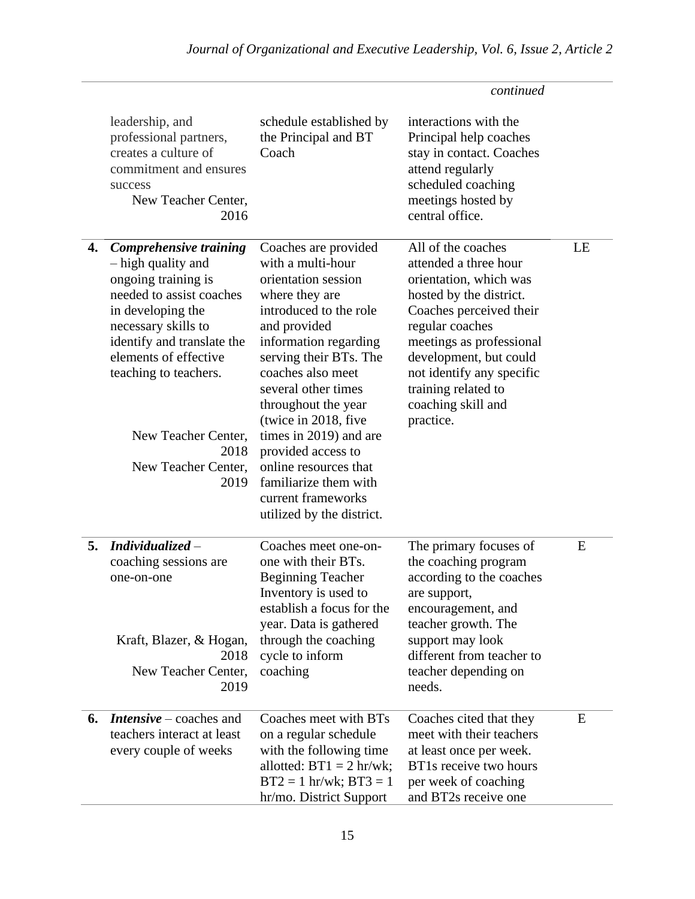*continued*

| | | | | |
|---|---|---|---|---|
| | leadership, and professional partners, creates a culture of commitment and ensures success<br>New Teacher Center, 2016 | schedule established by the Principal and BT Coach | interactions with the Principal help coaches stay in contact. Coaches attend regularly scheduled coaching meetings hosted by central office. | |
| **4.** | ***Comprehensive training*** – high quality and ongoing training is needed to assist coaches in developing the necessary skills to identify and translate the elements of effective teaching to teachers.<br>New Teacher Center, 2018<br>New Teacher Center, 2019 | Coaches are provided with a multi-hour orientation session where they are introduced to the role and provided information regarding serving their BTs. The coaches also meet several other times throughout the year (twice in 2018, five times in 2019) and are provided access to online resources that familiarize them with current frameworks utilized by the district. | All of the coaches attended a three hour orientation, which was hosted by the district. Coaches perceived their regular coaches meetings as professional development, but could not identify any specific training related to coaching skill and practice. | LE |
| **5.** | ***Individualized*** – coaching sessions are one-on-one<br>Kraft, Blazer, & Hogan, 2018<br>New Teacher Center, 2019 | Coaches meet one-on-one with their BTs. Beginning Teacher Inventory is used to establish a focus for the year. Data is gathered through the coaching cycle to inform coaching | The primary focuses of the coaching program according to the coaches are support, encouragement, and teacher growth. The support may look different from teacher to teacher depending on needs. | E |
| **6.** | ***Intensive*** – coaches and teachers interact at least every couple of weeks | Coaches meet with BTs on a regular schedule with the following time allotted: BT1 = 2 hr/wk; BT2 = 1 hr/wk; BT3 = 1 hr/mo. District Support | Coaches cited that they meet with their teachers at least once per week. BT1s receive two hours per week of coaching and BT2s receive one | E |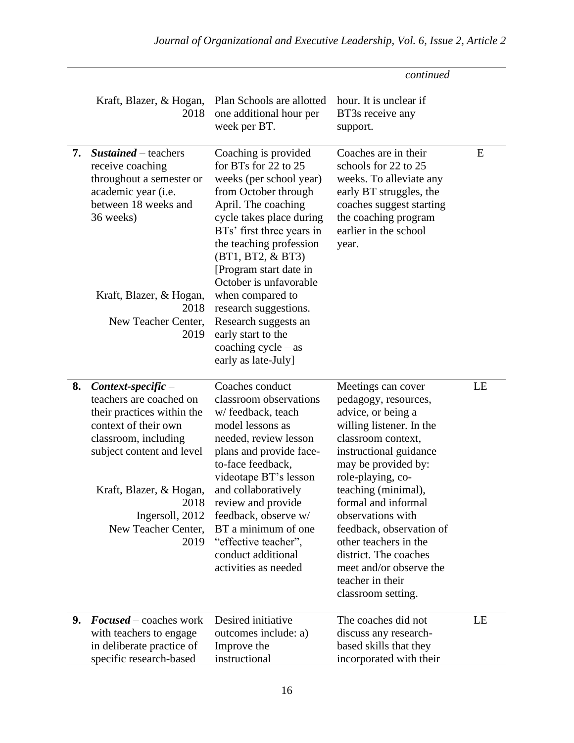| | | | continued | |
|---|---|---|---|---|
| | Kraft, Blazer, & Hogan, 2018 | Plan Schools are allotted one additional hour per week per BT. | hour. It is unclear if BT3s receive any support. | |
| **7.** | ***Sustained*** – teachers receive coaching throughout a semester or academic year (i.e. between 18 weeks and 36 weeks)<br><br>Kraft, Blazer, & Hogan, 2018<br>New Teacher Center, 2019 | Coaching is provided for BTs for 22 to 25 weeks (per school year) from October through April. The coaching cycle takes place during BTs' first three years in the teaching profession (BT1, BT2, & BT3) [Program start date in October is unfavorable when compared to research suggestions. Research suggests an early start to the coaching cycle – as early as late-July] | Coaches are in their schools for 22 to 25 weeks. To alleviate any early BT struggles, the coaches suggest starting the coaching program earlier in the school year. | E |
| **8.** | ***Context-specific*** – teachers are coached on their practices within the context of their own classroom, including subject content and level<br><br>Kraft, Blazer, & Hogan, 2018<br>Ingersoll, 2012<br>New Teacher Center, 2019 | Coaches conduct classroom observations w/ feedback, teach model lessons as needed, review lesson plans and provide face-to-face feedback, videotape BT's lesson and collaboratively review and provide feedback, observe w/ BT a minimum of one "effective teacher", conduct additional activities as needed | Meetings can cover pedagogy, resources, advice, or being a willing listener. In the classroom context, instructional guidance may be provided by: role-playing, co-teaching (minimal), formal and informal observations with feedback, observation of other teachers in the district. The coaches meet and/or observe the teacher in their classroom setting. | LE |
| **9.** | ***Focused*** – coaches work with teachers to engage in deliberate practice of specific research-based | Desired initiative outcomes include: a) Improve the instructional | The coaches did not discuss any research-based skills that they incorporated with their | LE |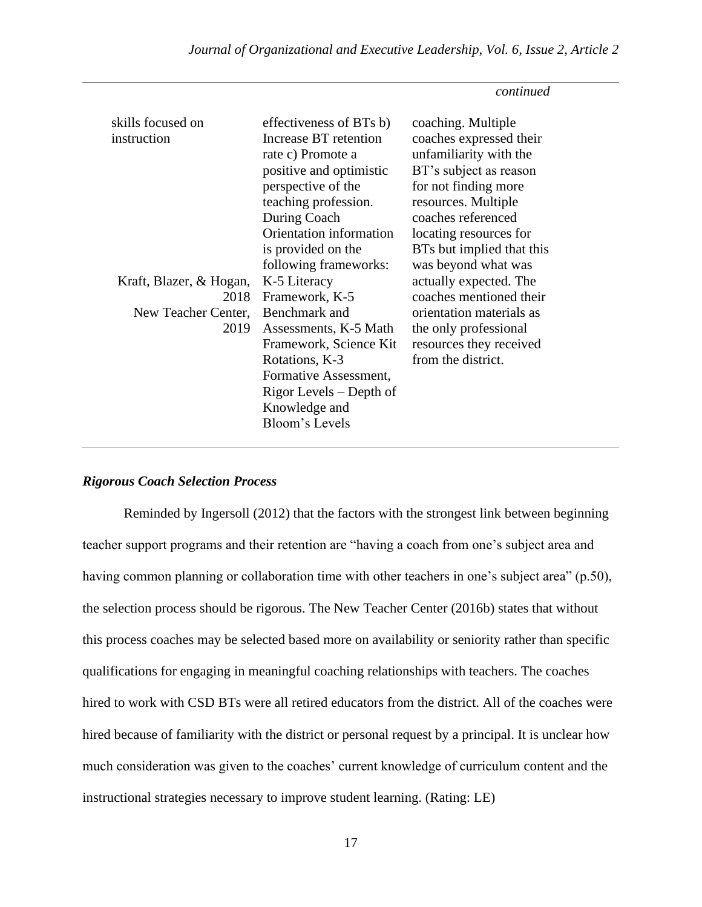*continued*

| | | |
|---|---|---|
| skills focused on instruction | effectiveness of BTs b) Increase BT retention rate c) Promote a positive and optimistic perspective of the teaching profession. During Coach Orientation information is provided on the following frameworks: K-5 Literacy Framework, K-5 Benchmark and Assessments, K-5 Math Framework, Science Kit Rotations, K-3 Formative Assessment, Rigor Levels – Depth of Knowledge and Bloom's Levels | coaching. Multiple coaches expressed their unfamiliarity with the BT's subject as reason for not finding more resources. Multiple coaches referenced locating resources for BTs but implied that this was beyond what was actually expected. The coaches mentioned their orientation materials as the only professional resources they received from the district. |
| Kraft, Blazer, & Hogan, 2018<br>New Teacher Center, 2019 | | |

### *Rigorous Coach Selection Process*

Reminded by Ingersoll (2012) that the factors with the strongest link between beginning teacher support programs and their retention are "having a coach from one's subject area and having common planning or collaboration time with other teachers in one's subject area" (p.50), the selection process should be rigorous. The New Teacher Center (2016b) states that without this process coaches may be selected based more on availability or seniority rather than specific qualifications for engaging in meaningful coaching relationships with teachers. The coaches hired to work with CSD BTs were all retired educators from the district. All of the coaches were hired because of familiarity with the district or personal request by a principal. It is unclear how much consideration was given to the coaches' current knowledge of curriculum content and the instructional strategies necessary to improve student learning. (Rating: LE)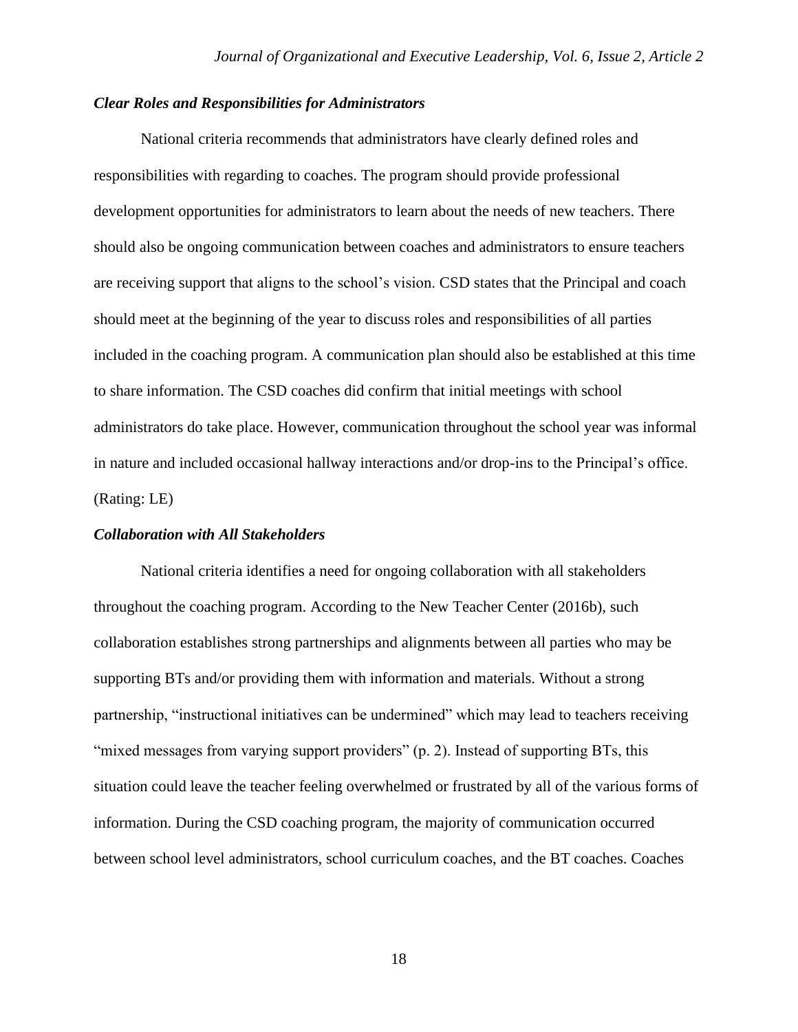### *Clear Roles and Responsibilities for Administrators*

National criteria recommends that administrators have clearly defined roles and responsibilities with regarding to coaches. The program should provide professional development opportunities for administrators to learn about the needs of new teachers. There should also be ongoing communication between coaches and administrators to ensure teachers are receiving support that aligns to the school's vision. CSD states that the Principal and coach should meet at the beginning of the year to discuss roles and responsibilities of all parties included in the coaching program. A communication plan should also be established at this time to share information. The CSD coaches did confirm that initial meetings with school administrators do take place. However, communication throughout the school year was informal in nature and included occasional hallway interactions and/or drop-ins to the Principal's office. (Rating: LE)

### *Collaboration with All Stakeholders*

National criteria identifies a need for ongoing collaboration with all stakeholders throughout the coaching program. According to the New Teacher Center (2016b), such collaboration establishes strong partnerships and alignments between all parties who may be supporting BTs and/or providing them with information and materials. Without a strong partnership, "instructional initiatives can be undermined" which may lead to teachers receiving "mixed messages from varying support providers" (p. 2). Instead of supporting BTs, this situation could leave the teacher feeling overwhelmed or frustrated by all of the various forms of information. During the CSD coaching program, the majority of communication occurred between school level administrators, school curriculum coaches, and the BT coaches. Coaches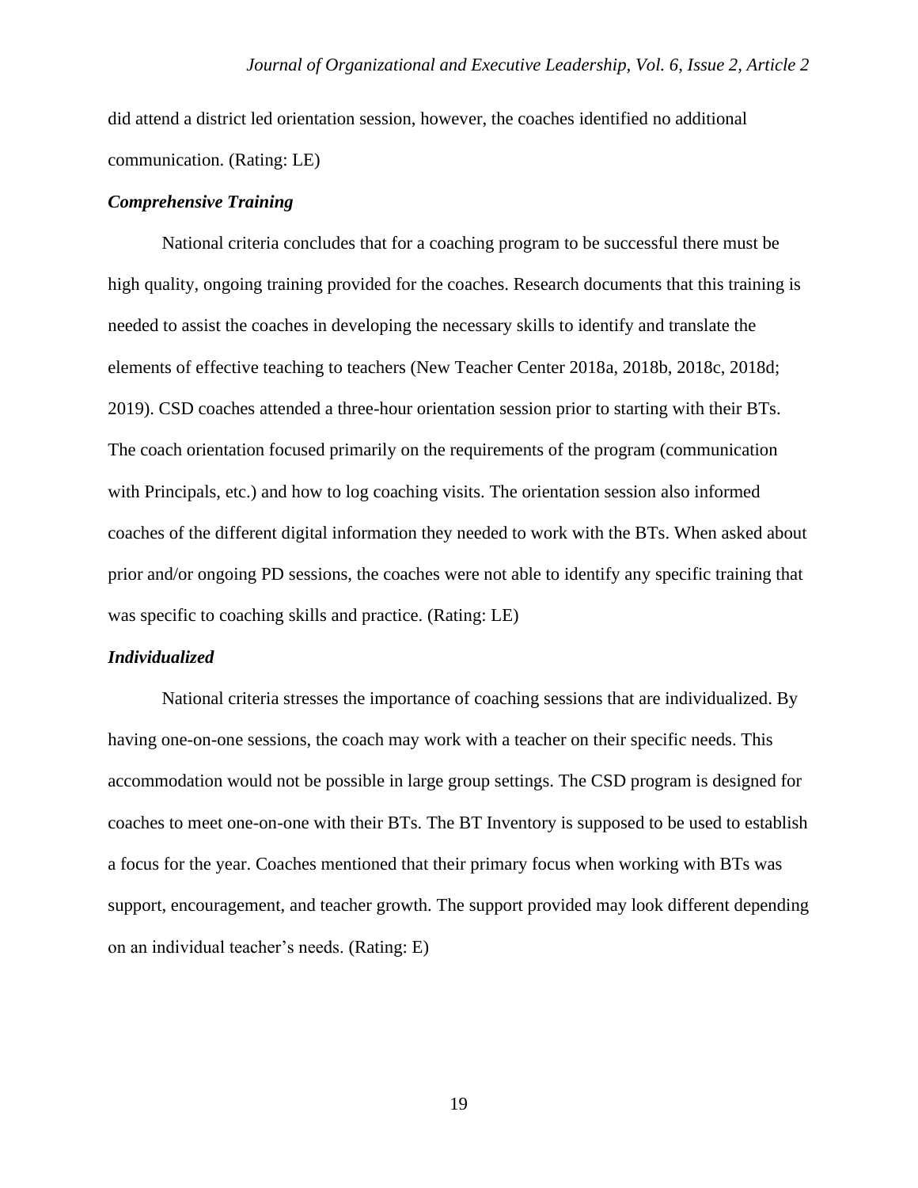did attend a district led orientation session, however, the coaches identified no additional communication. (Rating: LE)

***Comprehensive Training***

National criteria concludes that for a coaching program to be successful there must be high quality, ongoing training provided for the coaches. Research documents that this training is needed to assist the coaches in developing the necessary skills to identify and translate the elements of effective teaching to teachers (New Teacher Center 2018a, 2018b, 2018c, 2018d; 2019). CSD coaches attended a three-hour orientation session prior to starting with their BTs. The coach orientation focused primarily on the requirements of the program (communication with Principals, etc.) and how to log coaching visits. The orientation session also informed coaches of the different digital information they needed to work with the BTs. When asked about prior and/or ongoing PD sessions, the coaches were not able to identify any specific training that was specific to coaching skills and practice. (Rating: LE)

***Individualized***

National criteria stresses the importance of coaching sessions that are individualized. By having one-on-one sessions, the coach may work with a teacher on their specific needs. This accommodation would not be possible in large group settings. The CSD program is designed for coaches to meet one-on-one with their BTs. The BT Inventory is supposed to be used to establish a focus for the year. Coaches mentioned that their primary focus when working with BTs was support, encouragement, and teacher growth. The support provided may look different depending on an individual teacher's needs. (Rating: E)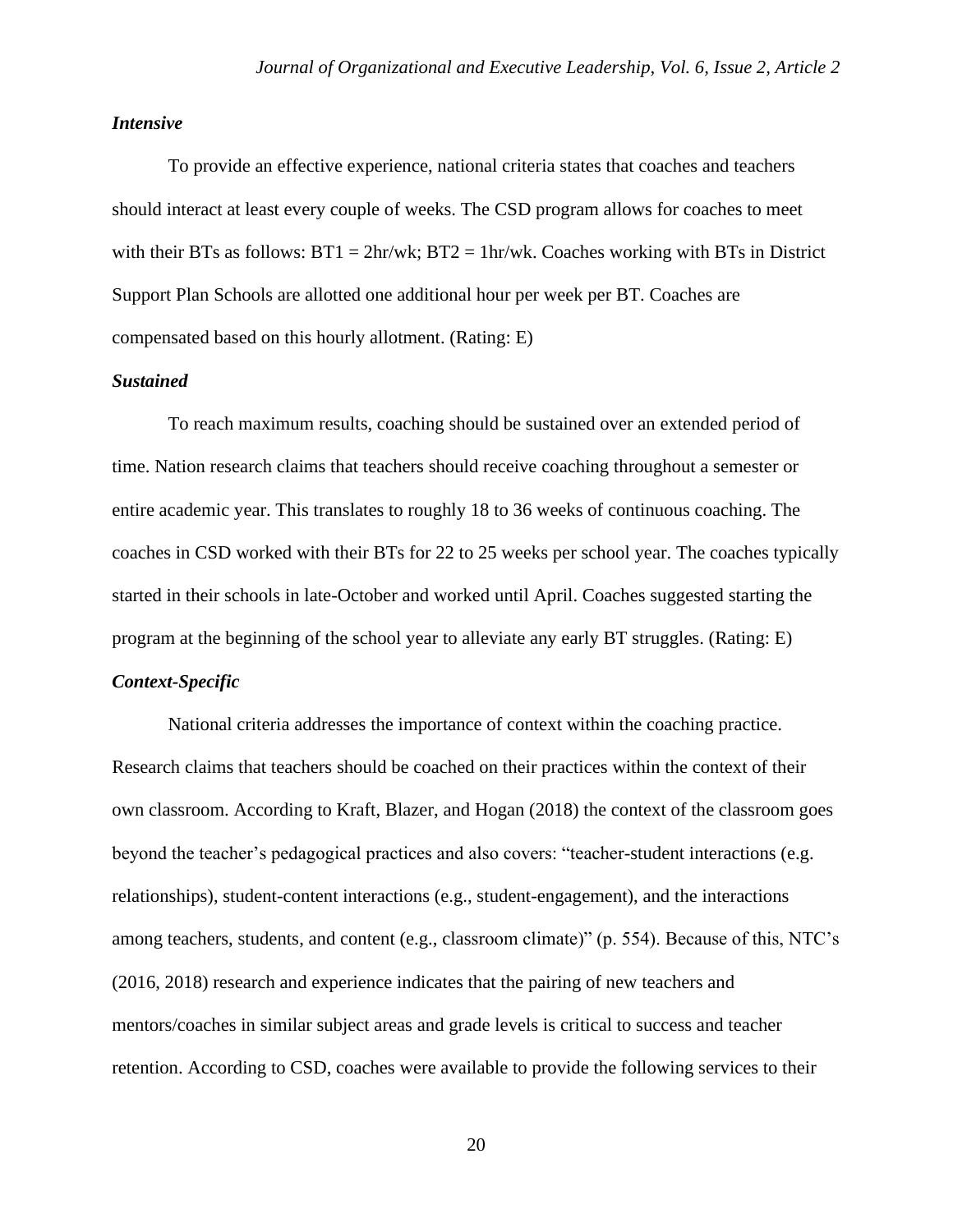### *Intensive*

To provide an effective experience, national criteria states that coaches and teachers should interact at least every couple of weeks. The CSD program allows for coaches to meet with their BTs as follows: BT1 = 2hr/wk; BT2 = 1hr/wk. Coaches working with BTs in District Support Plan Schools are allotted one additional hour per week per BT. Coaches are compensated based on this hourly allotment. (Rating: E)

### *Sustained*

To reach maximum results, coaching should be sustained over an extended period of time. Nation research claims that teachers should receive coaching throughout a semester or entire academic year. This translates to roughly 18 to 36 weeks of continuous coaching. The coaches in CSD worked with their BTs for 22 to 25 weeks per school year. The coaches typically started in their schools in late-October and worked until April. Coaches suggested starting the program at the beginning of the school year to alleviate any early BT struggles. (Rating: E)

### *Context-Specific*

National criteria addresses the importance of context within the coaching practice. Research claims that teachers should be coached on their practices within the context of their own classroom. According to Kraft, Blazer, and Hogan (2018) the context of the classroom goes beyond the teacher's pedagogical practices and also covers: "teacher-student interactions (e.g. relationships), student-content interactions (e.g., student-engagement), and the interactions among teachers, students, and content (e.g., classroom climate)" (p. 554). Because of this, NTC's (2016, 2018) research and experience indicates that the pairing of new teachers and mentors/coaches in similar subject areas and grade levels is critical to success and teacher retention. According to CSD, coaches were available to provide the following services to their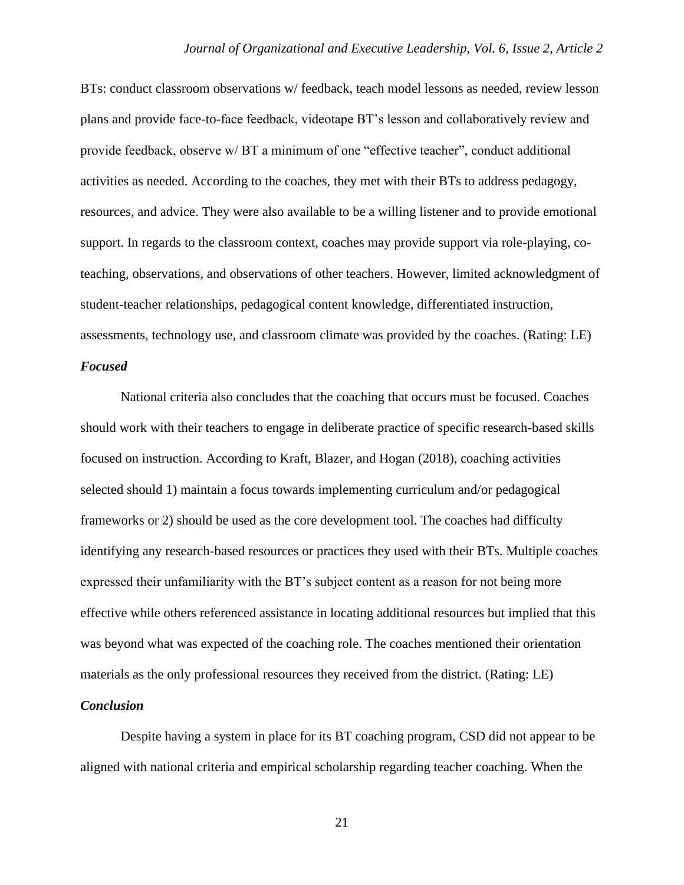BTs: conduct classroom observations w/ feedback, teach model lessons as needed, review lesson plans and provide face-to-face feedback, videotape BT's lesson and collaboratively review and provide feedback, observe w/ BT a minimum of one "effective teacher", conduct additional activities as needed. According to the coaches, they met with their BTs to address pedagogy, resources, and advice. They were also available to be a willing listener and to provide emotional support. In regards to the classroom context, coaches may provide support via role-playing, co-teaching, observations, and observations of other teachers. However, limited acknowledgment of student-teacher relationships, pedagogical content knowledge, differentiated instruction, assessments, technology use, and classroom climate was provided by the coaches. (Rating: LE)

### ***Focused***

National criteria also concludes that the coaching that occurs must be focused. Coaches should work with their teachers to engage in deliberate practice of specific research-based skills focused on instruction. According to Kraft, Blazer, and Hogan (2018), coaching activities selected should 1) maintain a focus towards implementing curriculum and/or pedagogical frameworks or 2) should be used as the core development tool. The coaches had difficulty identifying any research-based resources or practices they used with their BTs. Multiple coaches expressed their unfamiliarity with the BT's subject content as a reason for not being more effective while others referenced assistance in locating additional resources but implied that this was beyond what was expected of the coaching role. The coaches mentioned their orientation materials as the only professional resources they received from the district. (Rating: LE)

### ***Conclusion***

Despite having a system in place for its BT coaching program, CSD did not appear to be aligned with national criteria and empirical scholarship regarding teacher coaching. When the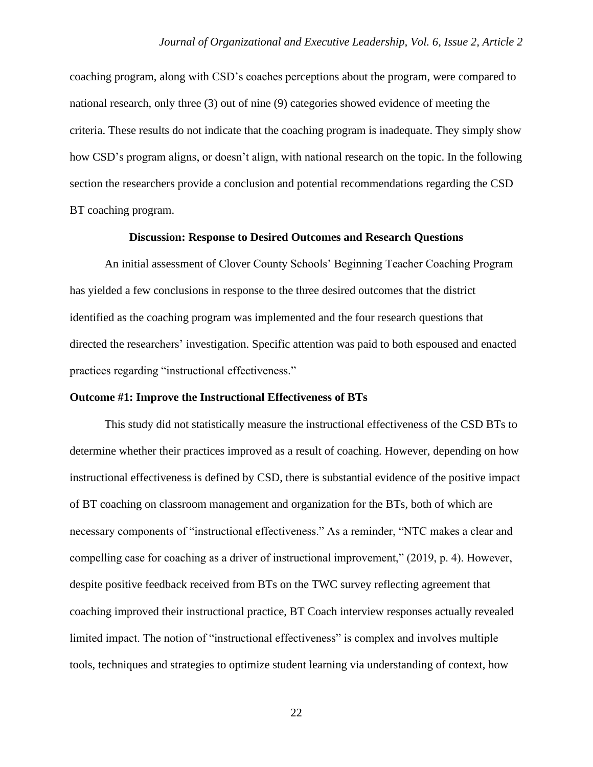coaching program, along with CSD's coaches perceptions about the program, were compared to national research, only three (3) out of nine (9) categories showed evidence of meeting the criteria. These results do not indicate that the coaching program is inadequate. They simply show how CSD's program aligns, or doesn't align, with national research on the topic. In the following section the researchers provide a conclusion and potential recommendations regarding the CSD BT coaching program.

## Discussion: Response to Desired Outcomes and Research Questions

An initial assessment of Clover County Schools' Beginning Teacher Coaching Program has yielded a few conclusions in response to the three desired outcomes that the district identified as the coaching program was implemented and the four research questions that directed the researchers' investigation. Specific attention was paid to both espoused and enacted practices regarding "instructional effectiveness."

### Outcome #1: Improve the Instructional Effectiveness of BTs

This study did not statistically measure the instructional effectiveness of the CSD BTs to determine whether their practices improved as a result of coaching. However, depending on how instructional effectiveness is defined by CSD, there is substantial evidence of the positive impact of BT coaching on classroom management and organization for the BTs, both of which are necessary components of "instructional effectiveness." As a reminder, "NTC makes a clear and compelling case for coaching as a driver of instructional improvement," (2019, p. 4). However, despite positive feedback received from BTs on the TWC survey reflecting agreement that coaching improved their instructional practice, BT Coach interview responses actually revealed limited impact. The notion of "instructional effectiveness" is complex and involves multiple tools, techniques and strategies to optimize student learning via understanding of context, how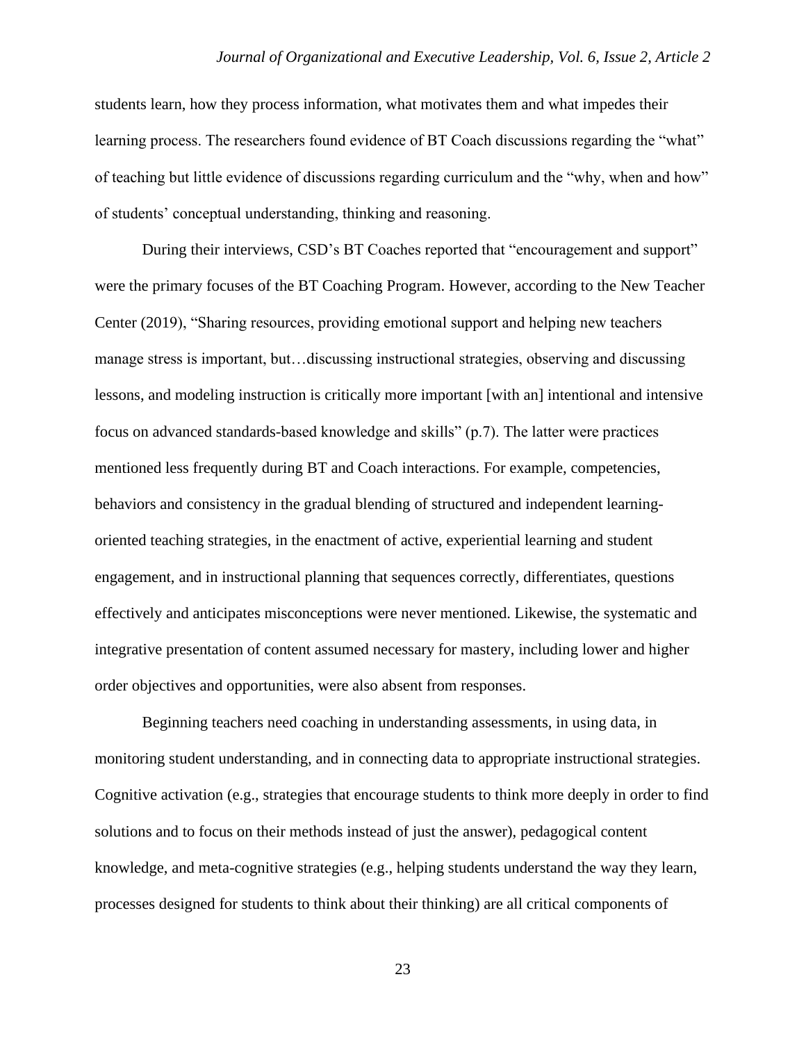students learn, how they process information, what motivates them and what impedes their learning process. The researchers found evidence of BT Coach discussions regarding the "what" of teaching but little evidence of discussions regarding curriculum and the "why, when and how" of students' conceptual understanding, thinking and reasoning.

During their interviews, CSD's BT Coaches reported that "encouragement and support" were the primary focuses of the BT Coaching Program. However, according to the New Teacher Center (2019), "Sharing resources, providing emotional support and helping new teachers manage stress is important, but…discussing instructional strategies, observing and discussing lessons, and modeling instruction is critically more important [with an] intentional and intensive focus on advanced standards-based knowledge and skills" (p.7). The latter were practices mentioned less frequently during BT and Coach interactions. For example, competencies, behaviors and consistency in the gradual blending of structured and independent learning-oriented teaching strategies, in the enactment of active, experiential learning and student engagement, and in instructional planning that sequences correctly, differentiates, questions effectively and anticipates misconceptions were never mentioned. Likewise, the systematic and integrative presentation of content assumed necessary for mastery, including lower and higher order objectives and opportunities, were also absent from responses.

Beginning teachers need coaching in understanding assessments, in using data, in monitoring student understanding, and in connecting data to appropriate instructional strategies. Cognitive activation (e.g., strategies that encourage students to think more deeply in order to find solutions and to focus on their methods instead of just the answer), pedagogical content knowledge, and meta-cognitive strategies (e.g., helping students understand the way they learn, processes designed for students to think about their thinking) are all critical components of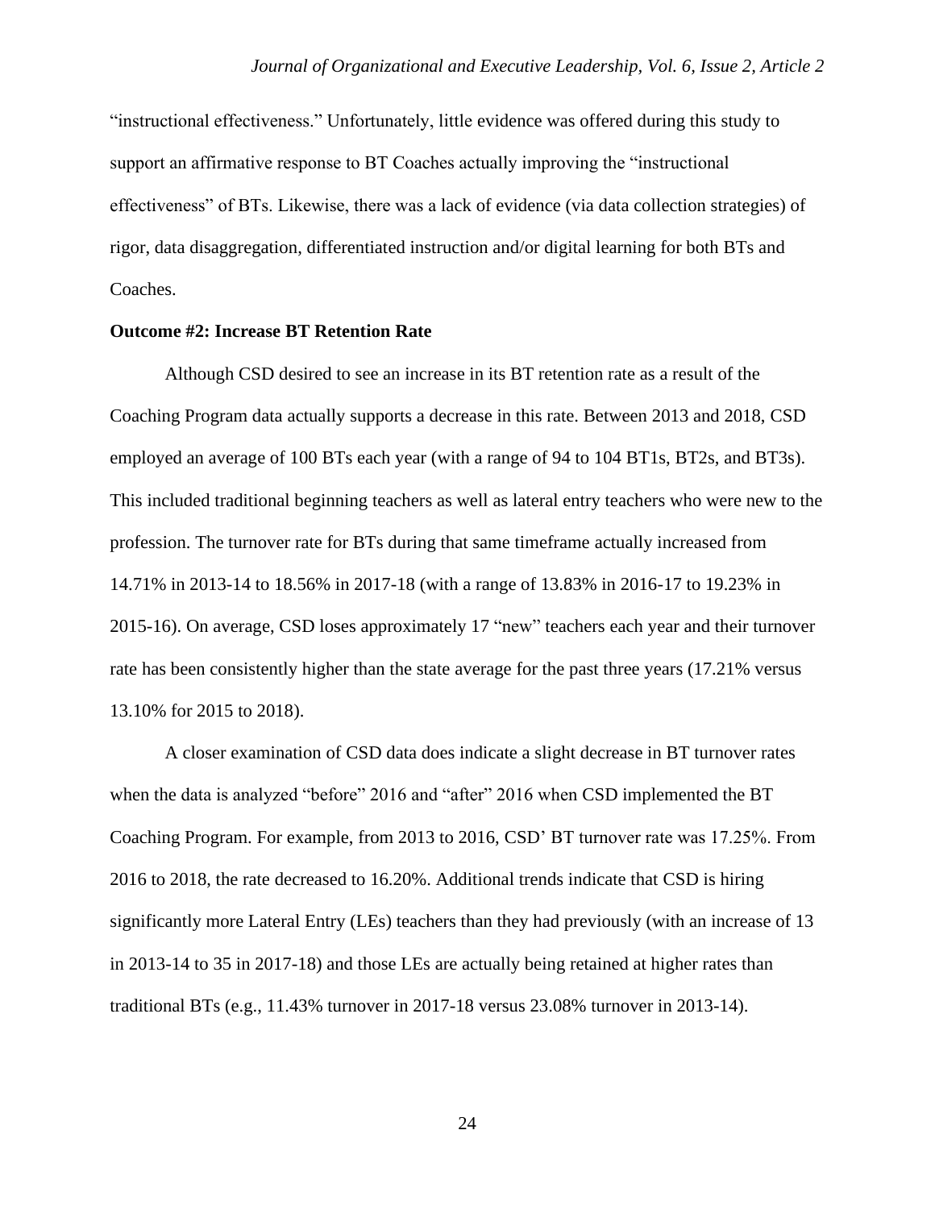"instructional effectiveness." Unfortunately, little evidence was offered during this study to support an affirmative response to BT Coaches actually improving the "instructional effectiveness" of BTs. Likewise, there was a lack of evidence (via data collection strategies) of rigor, data disaggregation, differentiated instruction and/or digital learning for both BTs and Coaches.

**Outcome #2: Increase BT Retention Rate**

Although CSD desired to see an increase in its BT retention rate as a result of the Coaching Program data actually supports a decrease in this rate. Between 2013 and 2018, CSD employed an average of 100 BTs each year (with a range of 94 to 104 BT1s, BT2s, and BT3s). This included traditional beginning teachers as well as lateral entry teachers who were new to the profession. The turnover rate for BTs during that same timeframe actually increased from 14.71% in 2013-14 to 18.56% in 2017-18 (with a range of 13.83% in 2016-17 to 19.23% in 2015-16). On average, CSD loses approximately 17 "new" teachers each year and their turnover rate has been consistently higher than the state average for the past three years (17.21% versus 13.10% for 2015 to 2018).

A closer examination of CSD data does indicate a slight decrease in BT turnover rates when the data is analyzed "before" 2016 and "after" 2016 when CSD implemented the BT Coaching Program. For example, from 2013 to 2016, CSD' BT turnover rate was 17.25%. From 2016 to 2018, the rate decreased to 16.20%. Additional trends indicate that CSD is hiring significantly more Lateral Entry (LEs) teachers than they had previously (with an increase of 13 in 2013-14 to 35 in 2017-18) and those LEs are actually being retained at higher rates than traditional BTs (e.g., 11.43% turnover in 2017-18 versus 23.08% turnover in 2013-14).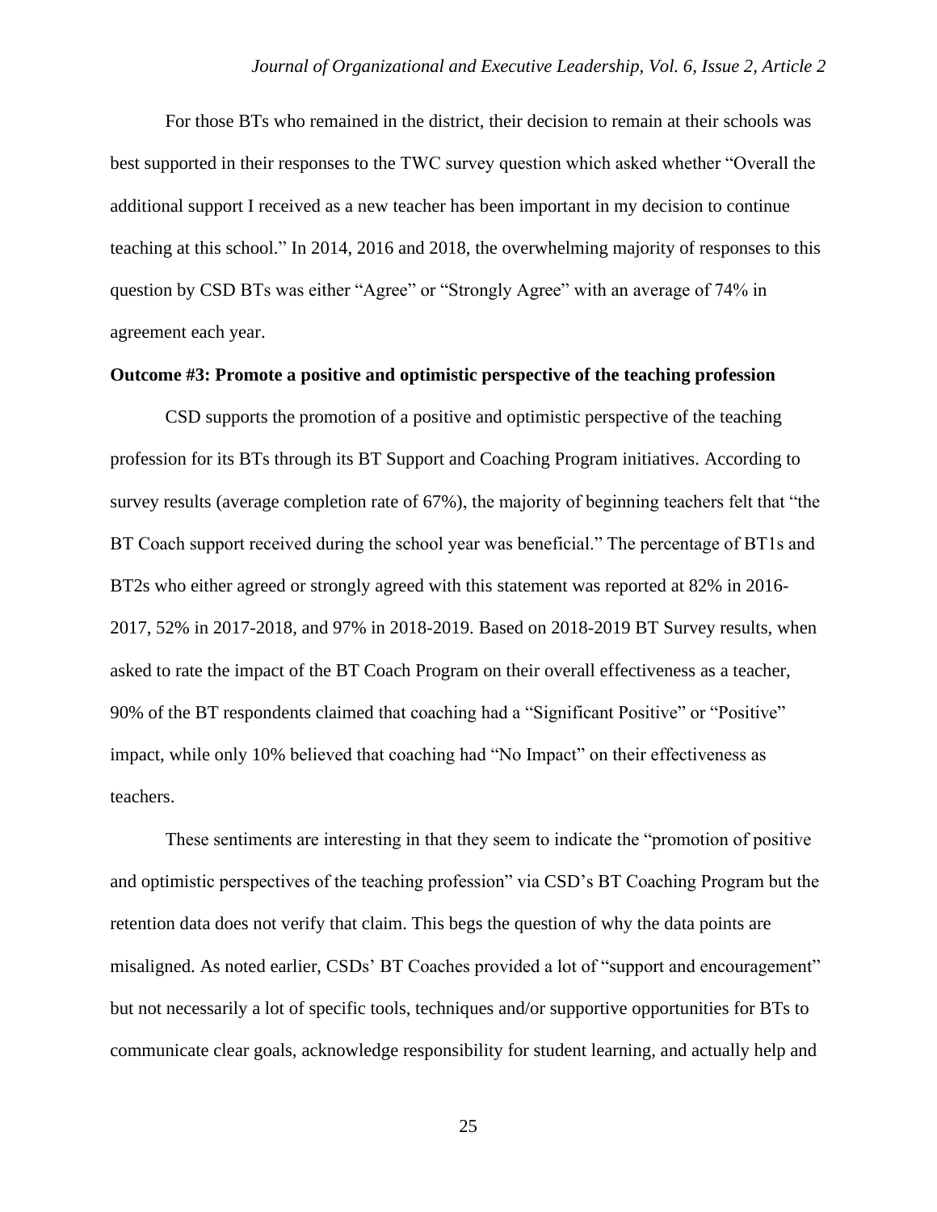For those BTs who remained in the district, their decision to remain at their schools was best supported in their responses to the TWC survey question which asked whether "Overall the additional support I received as a new teacher has been important in my decision to continue teaching at this school." In 2014, 2016 and 2018, the overwhelming majority of responses to this question by CSD BTs was either "Agree" or "Strongly Agree" with an average of 74% in agreement each year.

**Outcome #3: Promote a positive and optimistic perspective of the teaching profession**

CSD supports the promotion of a positive and optimistic perspective of the teaching profession for its BTs through its BT Support and Coaching Program initiatives. According to survey results (average completion rate of 67%), the majority of beginning teachers felt that "the BT Coach support received during the school year was beneficial." The percentage of BT1s and BT2s who either agreed or strongly agreed with this statement was reported at 82% in 2016-2017, 52% in 2017-2018, and 97% in 2018-2019. Based on 2018-2019 BT Survey results, when asked to rate the impact of the BT Coach Program on their overall effectiveness as a teacher, 90% of the BT respondents claimed that coaching had a "Significant Positive" or "Positive" impact, while only 10% believed that coaching had "No Impact" on their effectiveness as teachers.

These sentiments are interesting in that they seem to indicate the "promotion of positive and optimistic perspectives of the teaching profession" via CSD's BT Coaching Program but the retention data does not verify that claim. This begs the question of why the data points are misaligned. As noted earlier, CSDs' BT Coaches provided a lot of "support and encouragement" but not necessarily a lot of specific tools, techniques and/or supportive opportunities for BTs to communicate clear goals, acknowledge responsibility for student learning, and actually help and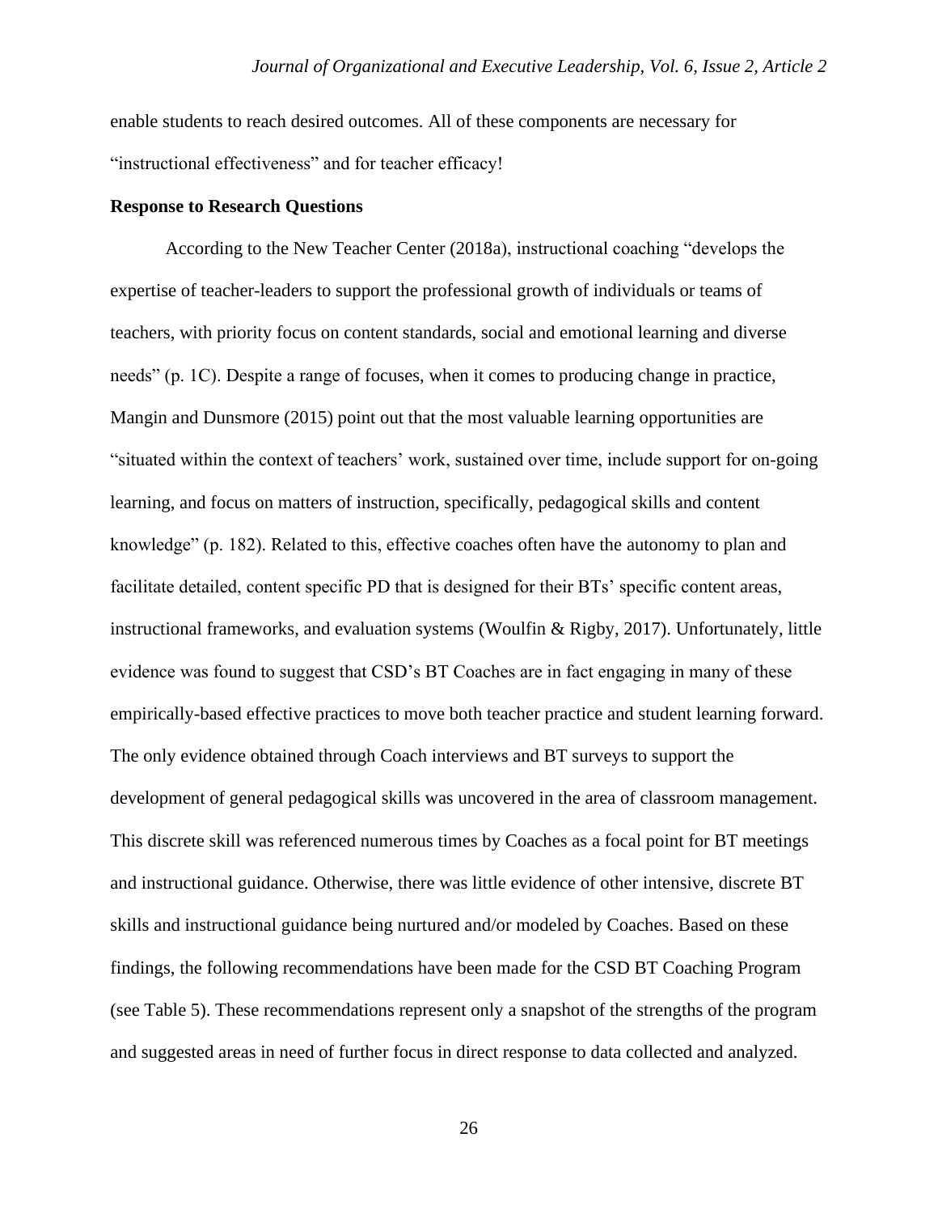enable students to reach desired outcomes. All of these components are necessary for "instructional effectiveness" and for teacher efficacy!

**Response to Research Questions**

According to the New Teacher Center (2018a), instructional coaching "develops the expertise of teacher-leaders to support the professional growth of individuals or teams of teachers, with priority focus on content standards, social and emotional learning and diverse needs" (p. 1C). Despite a range of focuses, when it comes to producing change in practice, Mangin and Dunsmore (2015) point out that the most valuable learning opportunities are "situated within the context of teachers' work, sustained over time, include support for on-going learning, and focus on matters of instruction, specifically, pedagogical skills and content knowledge" (p. 182). Related to this, effective coaches often have the autonomy to plan and facilitate detailed, content specific PD that is designed for their BTs' specific content areas, instructional frameworks, and evaluation systems (Woulfin & Rigby, 2017). Unfortunately, little evidence was found to suggest that CSD's BT Coaches are in fact engaging in many of these empirically-based effective practices to move both teacher practice and student learning forward. The only evidence obtained through Coach interviews and BT surveys to support the development of general pedagogical skills was uncovered in the area of classroom management. This discrete skill was referenced numerous times by Coaches as a focal point for BT meetings and instructional guidance. Otherwise, there was little evidence of other intensive, discrete BT skills and instructional guidance being nurtured and/or modeled by Coaches. Based on these findings, the following recommendations have been made for the CSD BT Coaching Program (see Table 5). These recommendations represent only a snapshot of the strengths of the program and suggested areas in need of further focus in direct response to data collected and analyzed.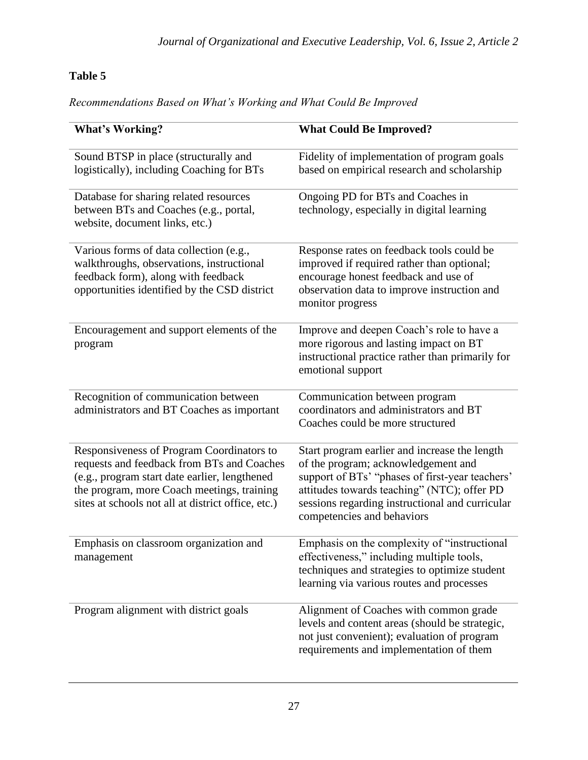**Table 5**

*Recommendations Based on What's Working and What Could Be Improved*

| **What's Working?** | **What Could Be Improved?** |
|---|---|
| Sound BTSP in place (structurally and logistically), including Coaching for BTs | Fidelity of implementation of program goals based on empirical research and scholarship |
| Database for sharing related resources between BTs and Coaches (e.g., portal, website, document links, etc.) | Ongoing PD for BTs and Coaches in technology, especially in digital learning |
| Various forms of data collection (e.g., walkthroughs, observations, instructional feedback form), along with feedback opportunities identified by the CSD district | Response rates on feedback tools could be improved if required rather than optional; encourage honest feedback and use of observation data to improve instruction and monitor progress |
| Encouragement and support elements of the program | Improve and deepen Coach's role to have a more rigorous and lasting impact on BT instructional practice rather than primarily for emotional support |
| Recognition of communication between administrators and BT Coaches as important | Communication between program coordinators and administrators and BT Coaches could be more structured |
| Responsiveness of Program Coordinators to requests and feedback from BTs and Coaches (e.g., program start date earlier, lengthened the program, more Coach meetings, training sites at schools not all at district office, etc.) | Start program earlier and increase the length of the program; acknowledgement and support of BTs' "phases of first-year teachers' attitudes towards teaching" (NTC); offer PD sessions regarding instructional and curricular competencies and behaviors |
| Emphasis on classroom organization and management | Emphasis on the complexity of "instructional effectiveness," including multiple tools, techniques and strategies to optimize student learning via various routes and processes |
| Program alignment with district goals | Alignment of Coaches with common grade levels and content areas (should be strategic, not just convenient); evaluation of program requirements and implementation of them |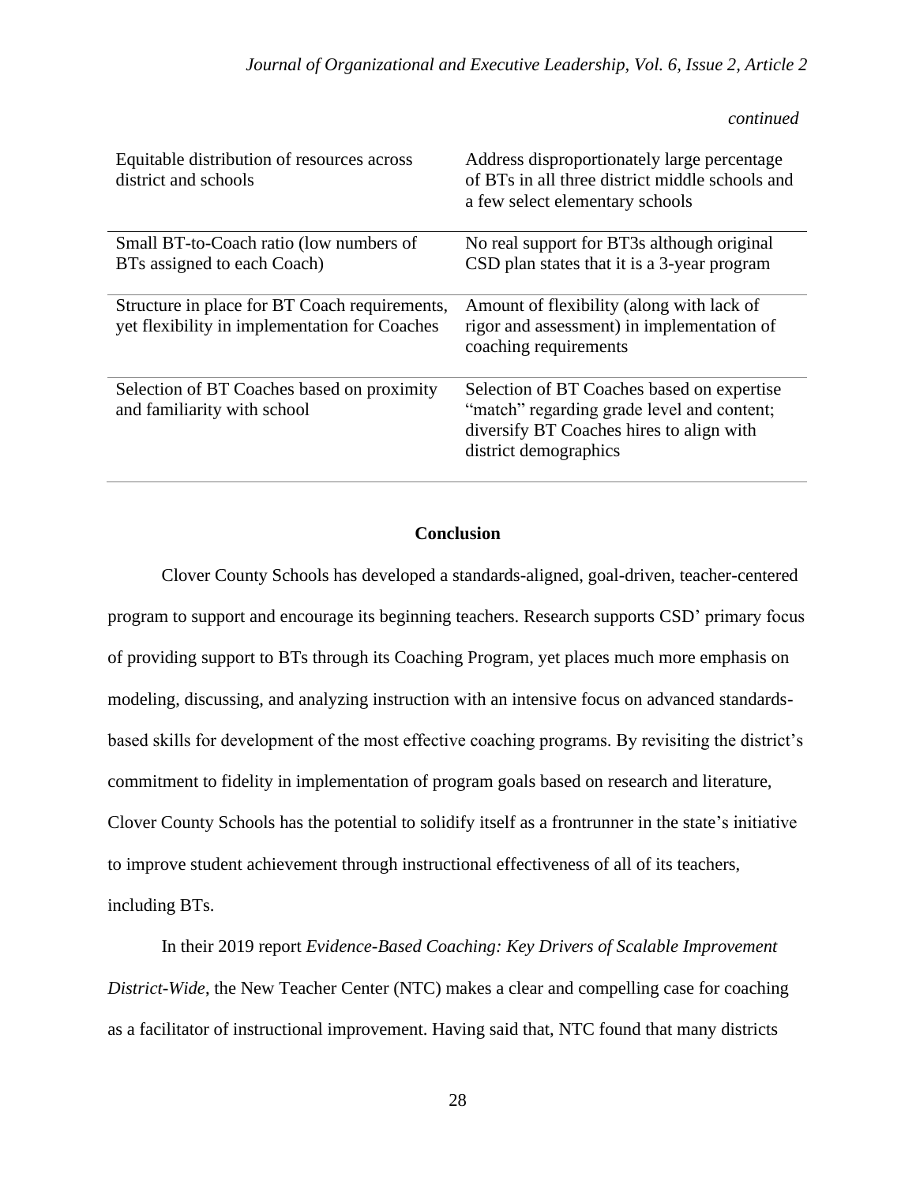*continued*

| | |
|---|---|
| Equitable distribution of resources across district and schools | Address disproportionately large percentage of BTs in all three district middle schools and a few select elementary schools |
| Small BT-to-Coach ratio (low numbers of BTs assigned to each Coach) | No real support for BT3s although original CSD plan states that it is a 3-year program |
| Structure in place for BT Coach requirements, yet flexibility in implementation for Coaches | Amount of flexibility (along with lack of rigor and assessment) in implementation of coaching requirements |
| Selection of BT Coaches based on proximity and familiarity with school | Selection of BT Coaches based on expertise "match" regarding grade level and content; diversify BT Coaches hires to align with district demographics |

## Conclusion

Clover County Schools has developed a standards-aligned, goal-driven, teacher-centered program to support and encourage its beginning teachers. Research supports CSD' primary focus of providing support to BTs through its Coaching Program, yet places much more emphasis on modeling, discussing, and analyzing instruction with an intensive focus on advanced standards-based skills for development of the most effective coaching programs. By revisiting the district's commitment to fidelity in implementation of program goals based on research and literature, Clover County Schools has the potential to solidify itself as a frontrunner in the state's initiative to improve student achievement through instructional effectiveness of all of its teachers, including BTs.

In their 2019 report *Evidence-Based Coaching: Key Drivers of Scalable Improvement District-Wide*, the New Teacher Center (NTC) makes a clear and compelling case for coaching as a facilitator of instructional improvement. Having said that, NTC found that many districts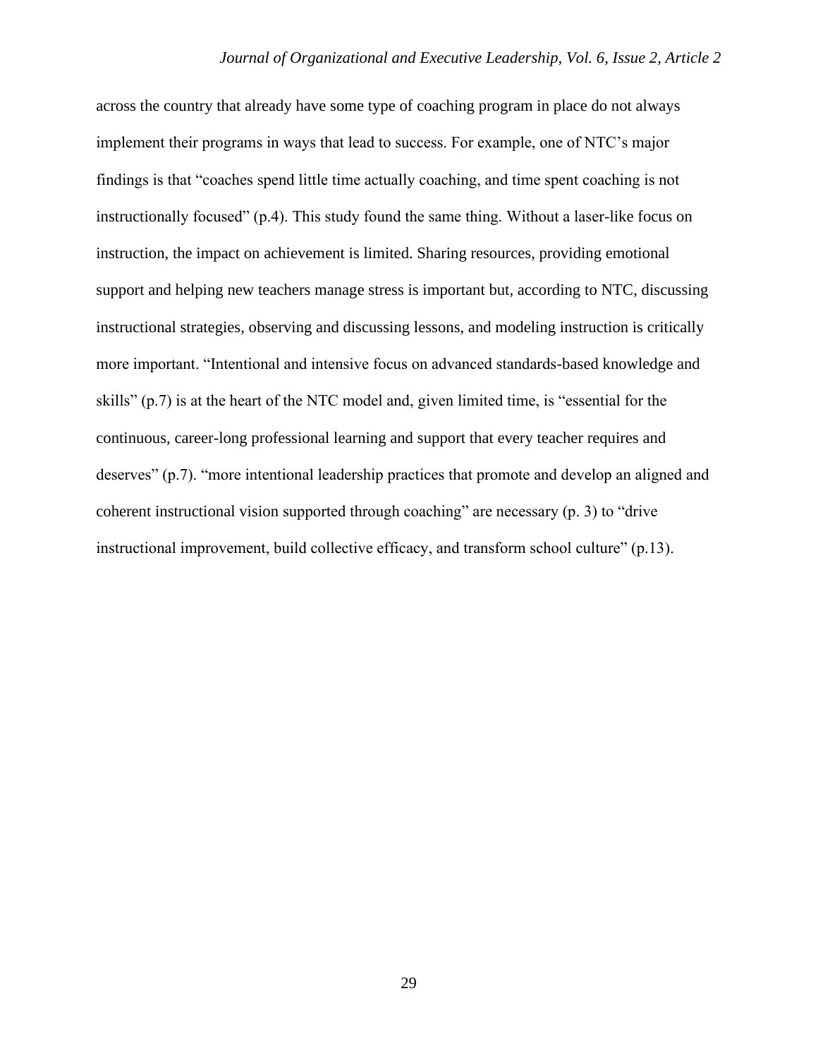across the country that already have some type of coaching program in place do not always implement their programs in ways that lead to success. For example, one of NTC's major findings is that "coaches spend little time actually coaching, and time spent coaching is not instructionally focused" (p.4). This study found the same thing. Without a laser-like focus on instruction, the impact on achievement is limited. Sharing resources, providing emotional support and helping new teachers manage stress is important but, according to NTC, discussing instructional strategies, observing and discussing lessons, and modeling instruction is critically more important. "Intentional and intensive focus on advanced standards-based knowledge and skills" (p.7) is at the heart of the NTC model and, given limited time, is "essential for the continuous, career-long professional learning and support that every teacher requires and deserves" (p.7). "more intentional leadership practices that promote and develop an aligned and coherent instructional vision supported through coaching" are necessary (p. 3) to "drive instructional improvement, build collective efficacy, and transform school culture" (p.13).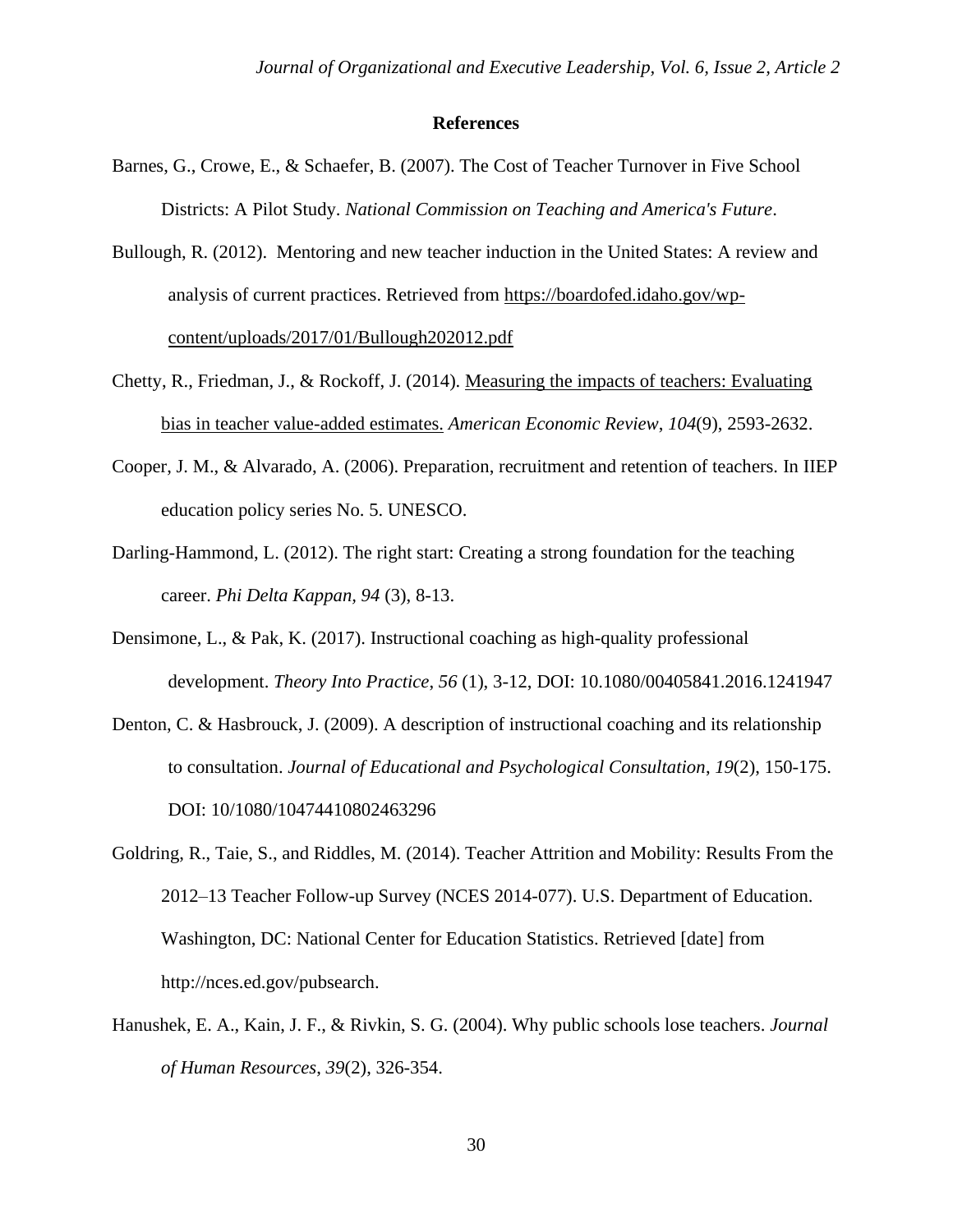## References

Barnes, G., Crowe, E., & Schaefer, B. (2007). The Cost of Teacher Turnover in Five School Districts: A Pilot Study. *National Commission on Teaching and America's Future*.

Bullough, R. (2012). Mentoring and new teacher induction in the United States: A review and analysis of current practices. Retrieved from https://boardofed.idaho.gov/wp-content/uploads/2017/01/Bullough202012.pdf

Chetty, R., Friedman, J., & Rockoff, J. (2014). Measuring the impacts of teachers: Evaluating bias in teacher value-added estimates. *American Economic Review*, *104*(9), 2593-2632.

Cooper, J. M., & Alvarado, A. (2006). Preparation, recruitment and retention of teachers. In IIEP education policy series No. 5. UNESCO.

Darling-Hammond, L. (2012). The right start: Creating a strong foundation for the teaching career. *Phi Delta Kappan*, *94* (3), 8-13.

Densimone, L., & Pak, K. (2017). Instructional coaching as high-quality professional development. *Theory Into Practice*, *56* (1), 3-12, DOI: 10.1080/00405841.2016.1241947

Denton, C. & Hasbrouck, J. (2009). A description of instructional coaching and its relationship to consultation. *Journal of Educational and Psychological Consultation*, *19*(2), 150-175. DOI: 10/1080/10474410802463296

Goldring, R., Taie, S., and Riddles, M. (2014). Teacher Attrition and Mobility: Results From the 2012–13 Teacher Follow-up Survey (NCES 2014-077). U.S. Department of Education. Washington, DC: National Center for Education Statistics. Retrieved [date] from http://nces.ed.gov/pubsearch.

Hanushek, E. A., Kain, J. F., & Rivkin, S. G. (2004). Why public schools lose teachers. *Journal of Human Resources*, *39*(2), 326-354.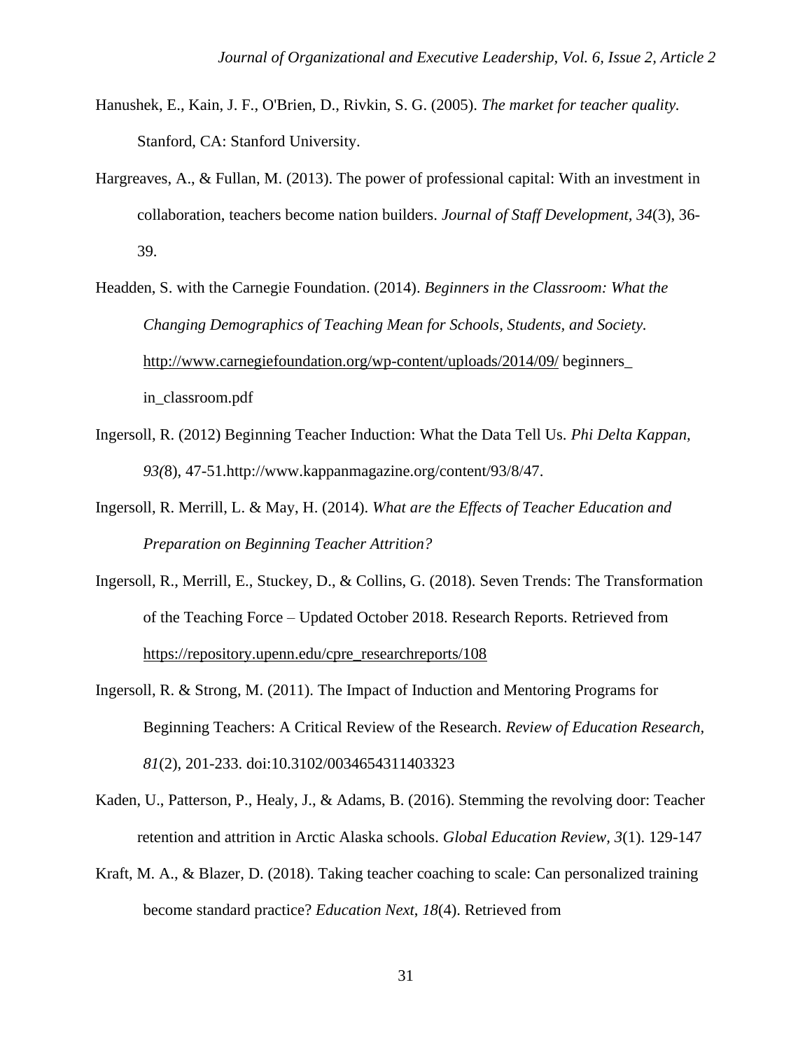Hanushek, E., Kain, J. F., O'Brien, D., Rivkin, S. G. (2005). *The market for teacher quality.* Stanford, CA: Stanford University.

Hargreaves, A., & Fullan, M. (2013). The power of professional capital: With an investment in collaboration, teachers become nation builders. *Journal of Staff Development, 34*(3), 36-39.

Headden, S. with the Carnegie Foundation. (2014). *Beginners in the Classroom: What the Changing Demographics of Teaching Mean for Schools, Students, and Society.* http://www.carnegiefoundation.org/wp-content/uploads/2014/09/ beginners_ in_classroom.pdf

Ingersoll, R. (2012) Beginning Teacher Induction: What the Data Tell Us. *Phi Delta Kappan, 93(*8), 47-51.http://www.kappanmagazine.org/content/93/8/47.

Ingersoll, R. Merrill, L. & May, H. (2014). *What are the Effects of Teacher Education and Preparation on Beginning Teacher Attrition?*

Ingersoll, R., Merrill, E., Stuckey, D., & Collins, G. (2018). Seven Trends: The Transformation of the Teaching Force – Updated October 2018. Research Reports. Retrieved from https://repository.upenn.edu/cpre_researchreports/108

Ingersoll, R. & Strong, M. (2011). The Impact of Induction and Mentoring Programs for Beginning Teachers: A Critical Review of the Research. *Review of Education Research, 81*(2), 201-233. doi:10.3102/0034654311403323

Kaden, U., Patterson, P., Healy, J., & Adams, B. (2016). Stemming the revolving door: Teacher retention and attrition in Arctic Alaska schools. *Global Education Review, 3*(1). 129-147

Kraft, M. A., & Blazer, D. (2018). Taking teacher coaching to scale: Can personalized training become standard practice? *Education Next, 18*(4). Retrieved from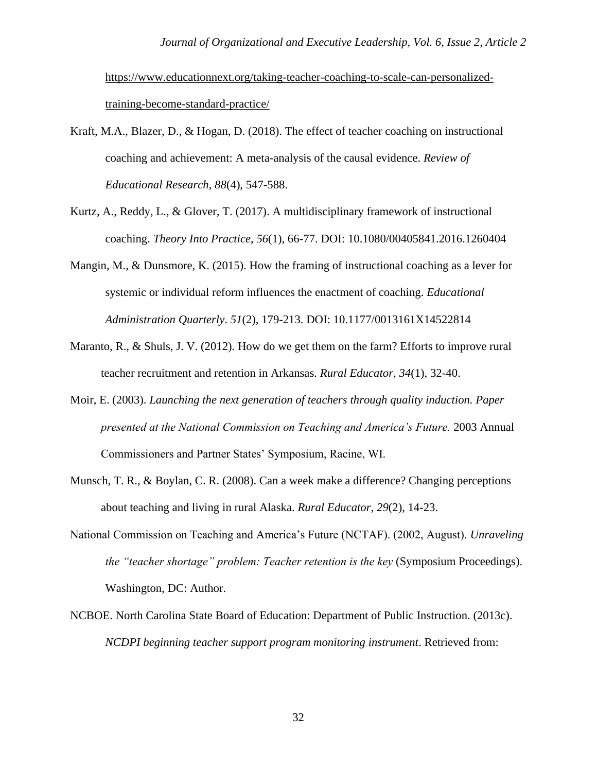https://www.educationnext.org/taking-teacher-coaching-to-scale-can-personalized-training-become-standard-practice/

Kraft, M.A., Blazer, D., & Hogan, D. (2018). The effect of teacher coaching on instructional coaching and achievement: A meta-analysis of the causal evidence. *Review of Educational Research*, *88*(4), 547-588.

Kurtz, A., Reddy, L., & Glover, T. (2017). A multidisciplinary framework of instructional coaching. *Theory Into Practice*, *56*(1), 66-77. DOI: 10.1080/00405841.2016.1260404

Mangin, M., & Dunsmore, K. (2015). How the framing of instructional coaching as a lever for systemic or individual reform influences the enactment of coaching. *Educational Administration Quarterly*. *51*(2), 179-213. DOI: 10.1177/0013161X14522814

Maranto, R., & Shuls, J. V. (2012). How do we get them on the farm? Efforts to improve rural teacher recruitment and retention in Arkansas. *Rural Educator, 34*(1), 32-40.

Moir, E. (2003). *Launching the next generation of teachers through quality induction. Paper presented at the National Commission on Teaching and America's Future.* 2003 Annual Commissioners and Partner States' Symposium, Racine, WI.

Munsch, T. R., & Boylan, C. R. (2008). Can a week make a difference? Changing perceptions about teaching and living in rural Alaska. *Rural Educator, 29*(2), 14-23.

National Commission on Teaching and America's Future (NCTAF). (2002, August). *Unraveling the "teacher shortage" problem: Teacher retention is the key* (Symposium Proceedings). Washington, DC: Author.

NCBOE. North Carolina State Board of Education: Department of Public Instruction. (2013c). *NCDPI beginning teacher support program monitoring instrument*. Retrieved from: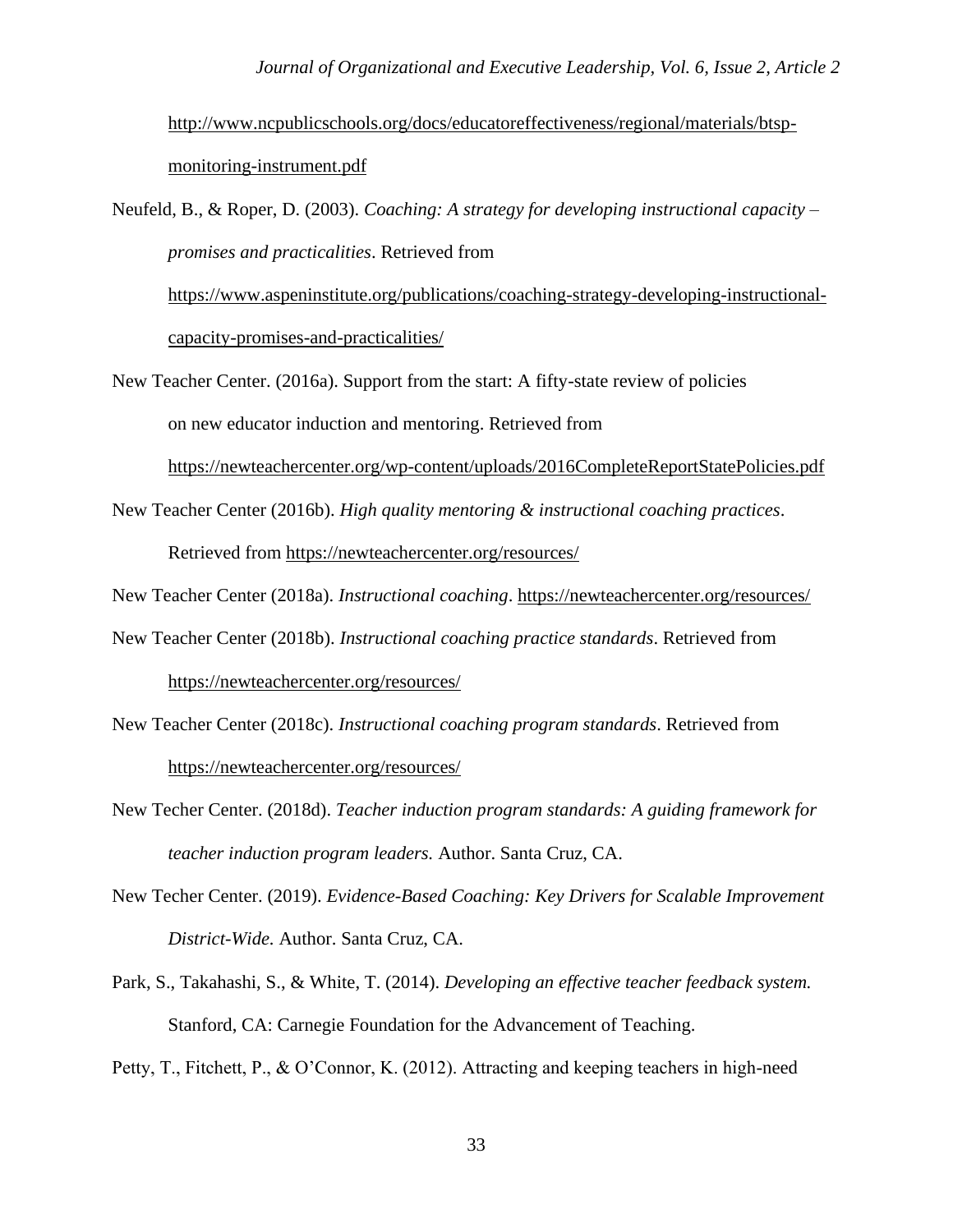http://www.ncpublicschools.org/docs/educatoreffectiveness/regional/materials/btsp-monitoring-instrument.pdf

Neufeld, B., & Roper, D. (2003). *Coaching: A strategy for developing instructional capacity – promises and practicalities*. Retrieved from https://www.aspeninstitute.org/publications/coaching-strategy-developing-instructional-capacity-promises-and-practicalities/

New Teacher Center. (2016a). Support from the start: A fifty-state review of policies on new educator induction and mentoring. Retrieved from https://newteachercenter.org/wp-content/uploads/2016CompleteReportStatePolicies.pdf

New Teacher Center (2016b). *High quality mentoring & instructional coaching practices*. Retrieved from https://newteachercenter.org/resources/

New Teacher Center (2018a). *Instructional coaching*. https://newteachercenter.org/resources/

New Teacher Center (2018b). *Instructional coaching practice standards*. Retrieved from https://newteachercenter.org/resources/

New Teacher Center (2018c). *Instructional coaching program standards*. Retrieved from https://newteachercenter.org/resources/

New Techer Center. (2018d). *Teacher induction program standards: A guiding framework for teacher induction program leaders.* Author. Santa Cruz, CA.

New Techer Center. (2019). *Evidence-Based Coaching: Key Drivers for Scalable Improvement District-Wide.* Author. Santa Cruz, CA.

Park, S., Takahashi, S., & White, T. (2014). *Developing an effective teacher feedback system.* Stanford, CA: Carnegie Foundation for the Advancement of Teaching.

Petty, T., Fitchett, P., & O'Connor, K. (2012). Attracting and keeping teachers in high-need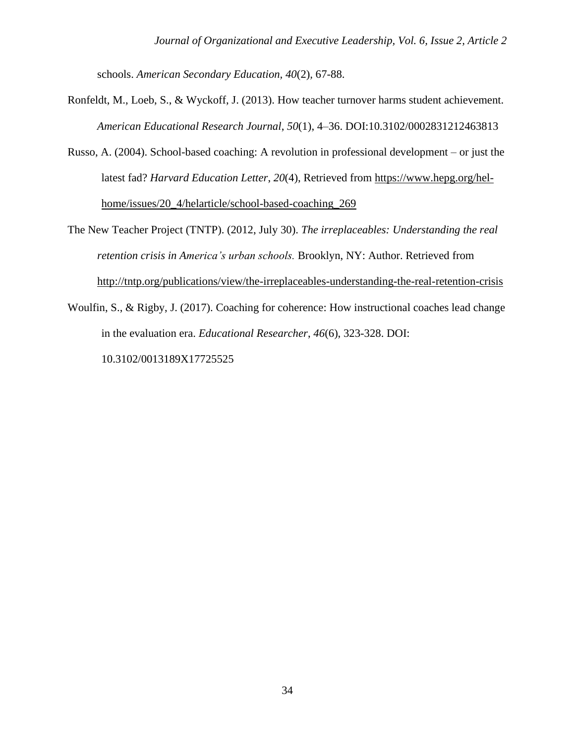schools. *American Secondary Education, 40*(2), 67-88.

Ronfeldt, M., Loeb, S., & Wyckoff, J. (2013). How teacher turnover harms student achievement. *American Educational Research Journal*, *50*(1), 4–36. DOI:10.3102/0002831212463813

Russo, A. (2004). School-based coaching: A revolution in professional development – or just the latest fad? *Harvard Education Letter*, *20*(4), Retrieved from https://www.hepg.org/hel-home/issues/20_4/helarticle/school-based-coaching_269

The New Teacher Project (TNTP). (2012, July 30). *The irreplaceables: Understanding the real retention crisis in America's urban schools.* Brooklyn, NY: Author. Retrieved from http://tntp.org/publications/view/the-irreplaceables-understanding-the-real-retention-crisis

Woulfin, S., & Rigby, J. (2017). Coaching for coherence: How instructional coaches lead change in the evaluation era. *Educational Researcher*, *46*(6), 323-328. DOI: 10.3102/0013189X17725525